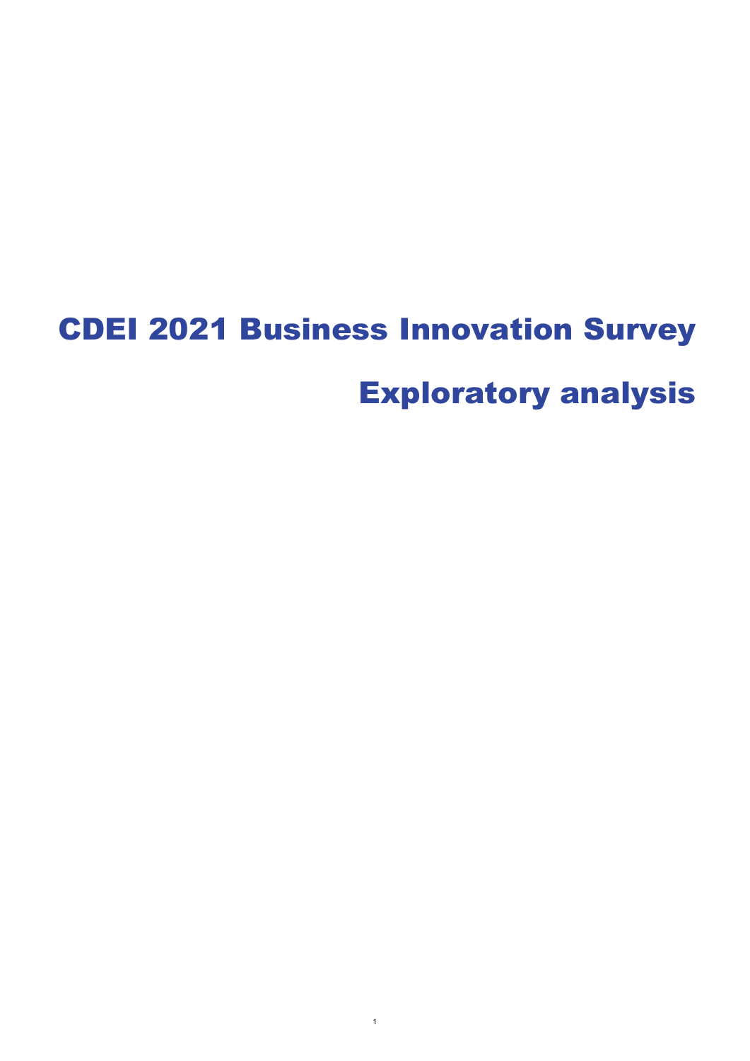# CDEI 2021 Business Innovation Survey

# Exploratory analysis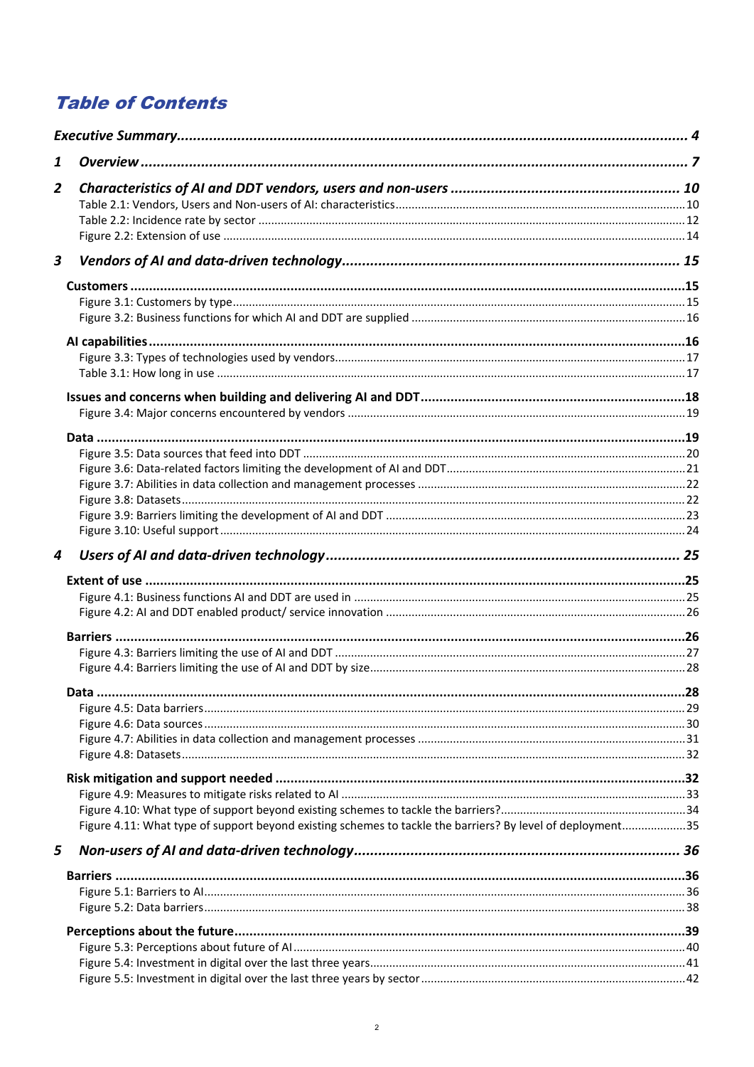# Table of Contents

**Executive Summary** ........ 4

**1 Overview** ........ 7

**2 Characteristics of AI and DDT vendors, users and non-users** ........ 10

- Table 2.1: Vendors, Users and Non-users of AI: characteristics ........ 10
- Table 2.2: Incidence rate by sector ........ 12
- Figure 2.2: Extension of use ........ 14

**3 Vendors of AI and data-driven technology** ........ 15

**Customers** ........ 15

- Figure 3.1: Customers by type ........ 15
- Figure 3.2: Business functions for which AI and DDT are supplied ........ 16

**AI capabilities** ........ 16

- Figure 3.3: Types of technologies used by vendors ........ 17
- Table 3.1: How long in use ........ 17

**Issues and concerns when building and delivering AI and DDT** ........ 18

- Figure 3.4: Major concerns encountered by vendors ........ 19

**Data** ........ 19

- Figure 3.5: Data sources that feed into DDT ........ 20
- Figure 3.6: Data-related factors limiting the development of AI and DDT ........ 21
- Figure 3.7: Abilities in data collection and management processes ........ 22
- Figure 3.8: Datasets ........ 22
- Figure 3.9: Barriers limiting the development of AI and DDT ........ 23
- Figure 3.10: Useful support ........ 24

**4 Users of AI and data-driven technology** ........ 25

**Extent of use** ........ 25

- Figure 4.1: Business functions AI and DDT are used in ........ 25
- Figure 4.2: AI and DDT enabled product/ service innovation ........ 26

**Barriers** ........ 26

- Figure 4.3: Barriers limiting the use of AI and DDT ........ 27
- Figure 4.4: Barriers limiting the use of AI and DDT by size ........ 28

**Data** ........ 28

- Figure 4.5: Data barriers ........ 29
- Figure 4.6: Data sources ........ 30
- Figure 4.7: Abilities in data collection and management processes ........ 31
- Figure 4.8: Datasets ........ 32

**Risk mitigation and support needed** ........ 32

- Figure 4.9: Measures to mitigate risks related to AI ........ 33
- Figure 4.10: What type of support beyond existing schemes to tackle the barriers? ........ 34
- Figure 4.11: What type of support beyond existing schemes to tackle the barriers? By level of deployment ........ 35

**5 Non-users of AI and data-driven technology** ........ 36

**Barriers** ........ 36

- Figure 5.1: Barriers to AI ........ 36
- Figure 5.2: Data barriers ........ 38

**Perceptions about the future** ........ 39

- Figure 5.3: Perceptions about future of AI ........ 40
- Figure 5.4: Investment in digital over the last three years ........ 41
- Figure 5.5: Investment in digital over the last three years by sector ........ 42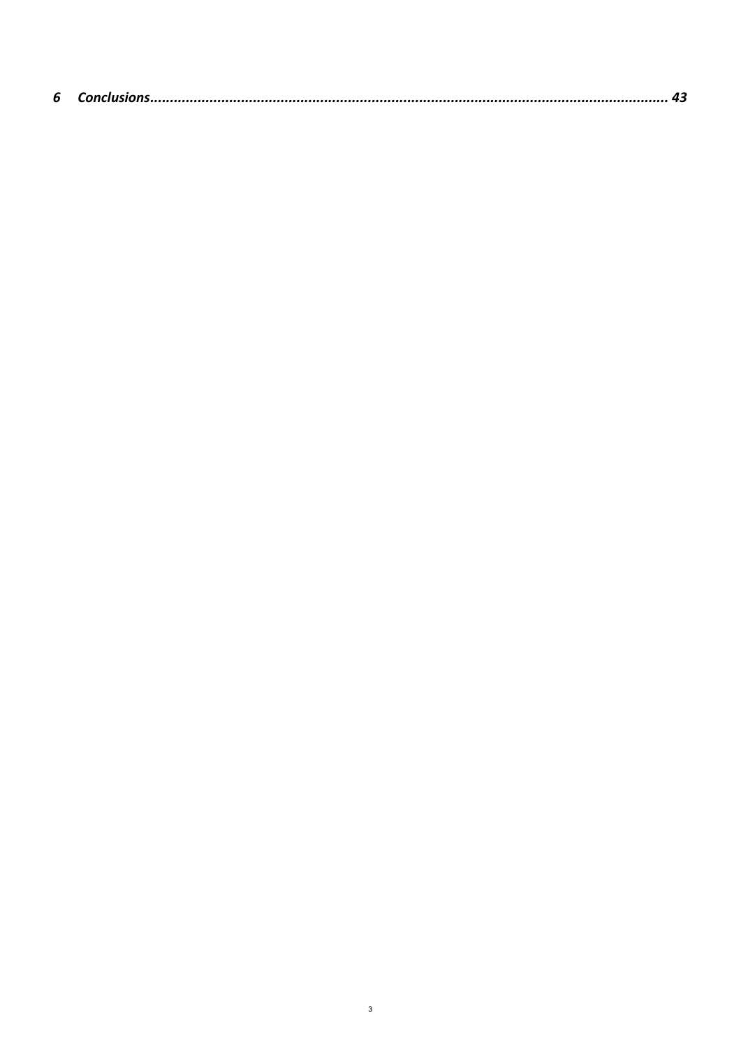**6 Conclusions........................................................................................................................ 43**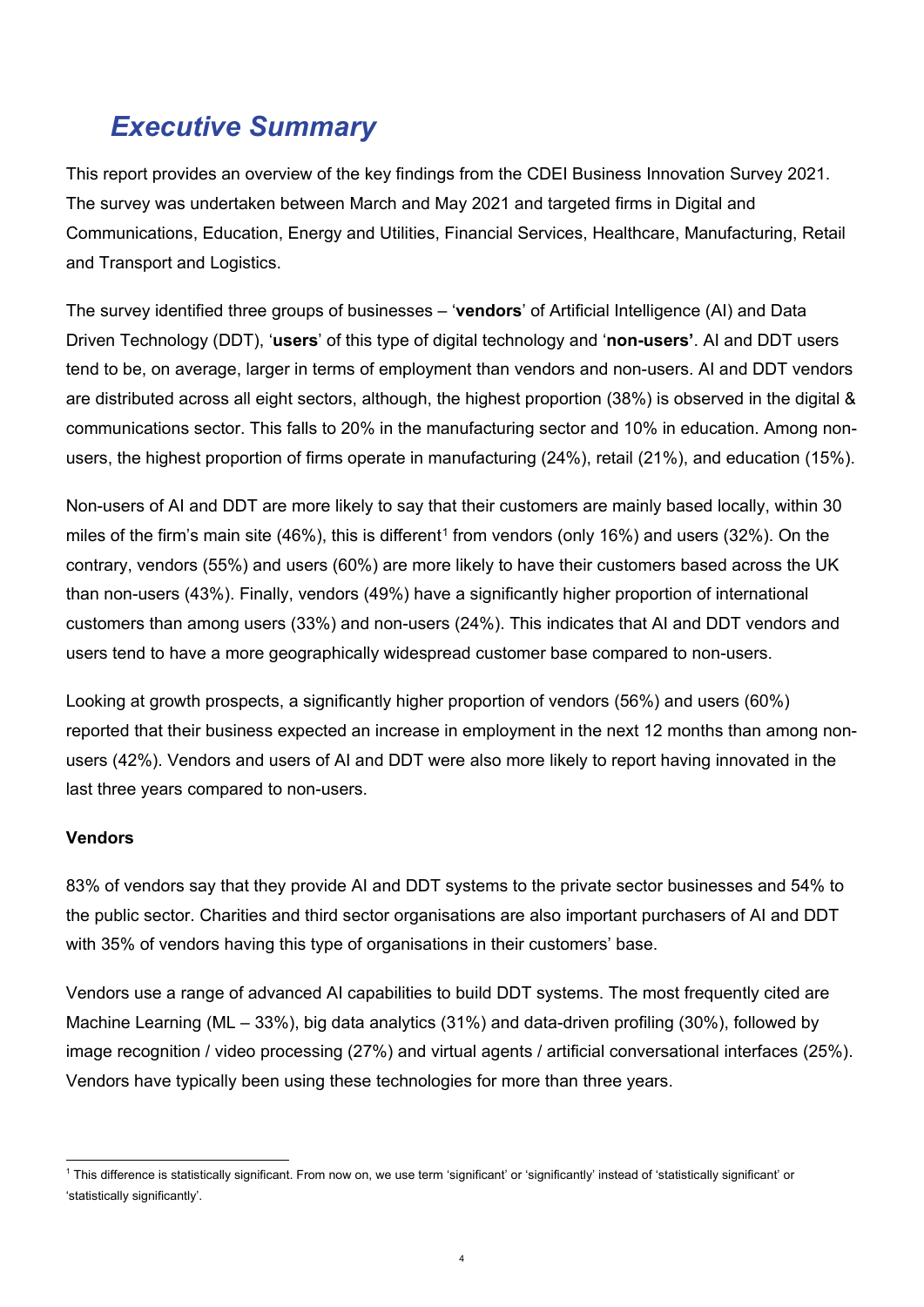# *Executive Summary*

This report provides an overview of the key findings from the CDEI Business Innovation Survey 2021. The survey was undertaken between March and May 2021 and targeted firms in Digital and Communications, Education, Energy and Utilities, Financial Services, Healthcare, Manufacturing, Retail and Transport and Logistics.

The survey identified three groups of businesses – '**vendors**' of Artificial Intelligence (AI) and Data Driven Technology (DDT), '**users**' of this type of digital technology and '**non-users'**. AI and DDT users tend to be, on average, larger in terms of employment than vendors and non-users. AI and DDT vendors are distributed across all eight sectors, although, the highest proportion (38%) is observed in the digital & communications sector. This falls to 20% in the manufacturing sector and 10% in education. Among non-users, the highest proportion of firms operate in manufacturing (24%), retail (21%), and education (15%).

Non-users of AI and DDT are more likely to say that their customers are mainly based locally, within 30 miles of the firm's main site (46%), this is different[1] from vendors (only 16%) and users (32%). On the contrary, vendors (55%) and users (60%) are more likely to have their customers based across the UK than non-users (43%). Finally, vendors (49%) have a significantly higher proportion of international customers than among users (33%) and non-users (24%). This indicates that AI and DDT vendors and users tend to have a more geographically widespread customer base compared to non-users.

Looking at growth prospects, a significantly higher proportion of vendors (56%) and users (60%) reported that their business expected an increase in employment in the next 12 months than among non-users (42%). Vendors and users of AI and DDT were also more likely to report having innovated in the last three years compared to non-users.

**Vendors**

83% of vendors say that they provide AI and DDT systems to the private sector businesses and 54% to the public sector. Charities and third sector organisations are also important purchasers of AI and DDT with 35% of vendors having this type of organisations in their customers' base.

Vendors use a range of advanced AI capabilities to build DDT systems. The most frequently cited are Machine Learning (ML – 33%), big data analytics (31%) and data-driven profiling (30%), followed by image recognition / video processing (27%) and virtual agents / artificial conversational interfaces (25%). Vendors have typically been using these technologies for more than three years.

[1] This difference is statistically significant. From now on, we use term 'significant' or 'significantly' instead of 'statistically significant' or 'statistically significantly'.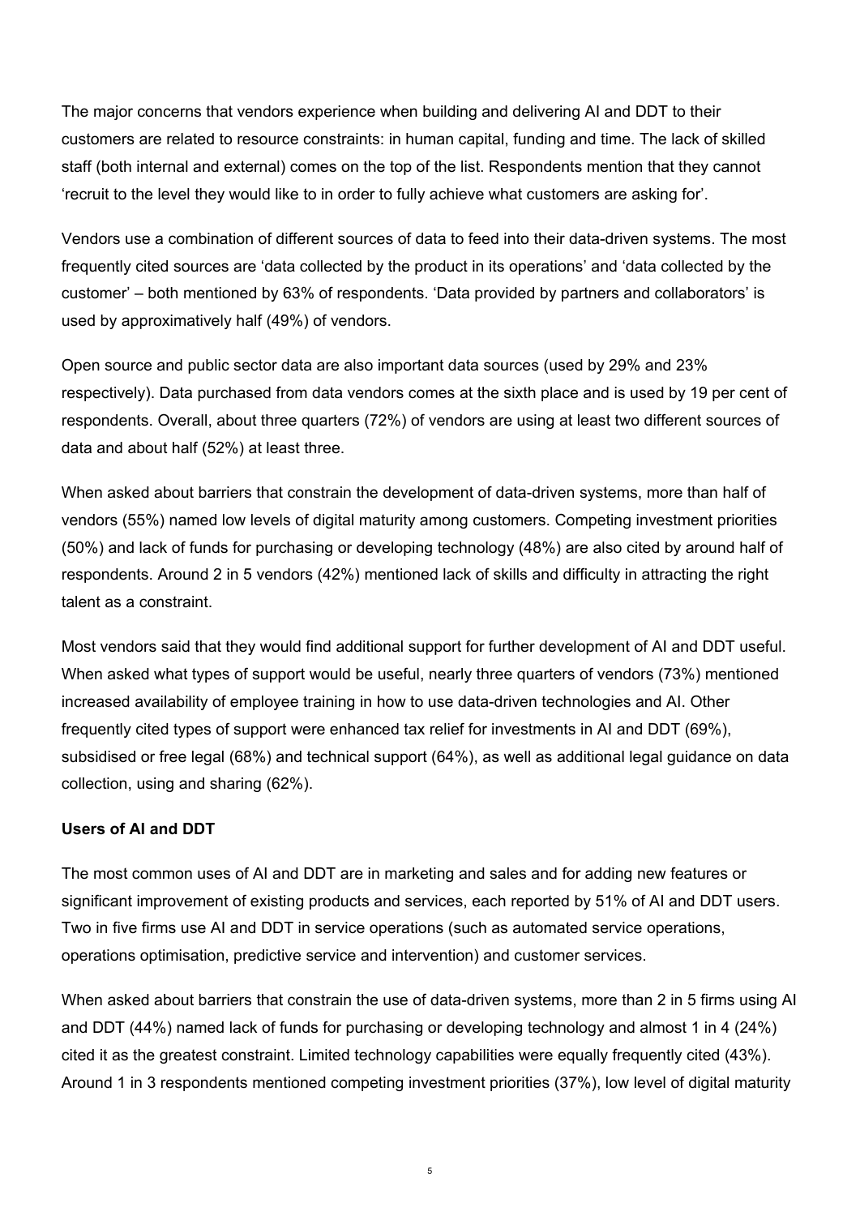The major concerns that vendors experience when building and delivering AI and DDT to their customers are related to resource constraints: in human capital, funding and time. The lack of skilled staff (both internal and external) comes on the top of the list. Respondents mention that they cannot 'recruit to the level they would like to in order to fully achieve what customers are asking for'.

Vendors use a combination of different sources of data to feed into their data-driven systems. The most frequently cited sources are 'data collected by the product in its operations' and 'data collected by the customer' – both mentioned by 63% of respondents. 'Data provided by partners and collaborators' is used by approximatively half (49%) of vendors.

Open source and public sector data are also important data sources (used by 29% and 23% respectively). Data purchased from data vendors comes at the sixth place and is used by 19 per cent of respondents. Overall, about three quarters (72%) of vendors are using at least two different sources of data and about half (52%) at least three.

When asked about barriers that constrain the development of data-driven systems, more than half of vendors (55%) named low levels of digital maturity among customers. Competing investment priorities (50%) and lack of funds for purchasing or developing technology (48%) are also cited by around half of respondents. Around 2 in 5 vendors (42%) mentioned lack of skills and difficulty in attracting the right talent as a constraint.

Most vendors said that they would find additional support for further development of AI and DDT useful. When asked what types of support would be useful, nearly three quarters of vendors (73%) mentioned increased availability of employee training in how to use data-driven technologies and AI. Other frequently cited types of support were enhanced tax relief for investments in AI and DDT (69%), subsidised or free legal (68%) and technical support (64%), as well as additional legal guidance on data collection, using and sharing (62%).

**Users of AI and DDT**

The most common uses of AI and DDT are in marketing and sales and for adding new features or significant improvement of existing products and services, each reported by 51% of AI and DDT users. Two in five firms use AI and DDT in service operations (such as automated service operations, operations optimisation, predictive service and intervention) and customer services.

When asked about barriers that constrain the use of data-driven systems, more than 2 in 5 firms using AI and DDT (44%) named lack of funds for purchasing or developing technology and almost 1 in 4 (24%) cited it as the greatest constraint. Limited technology capabilities were equally frequently cited (43%). Around 1 in 3 respondents mentioned competing investment priorities (37%), low level of digital maturity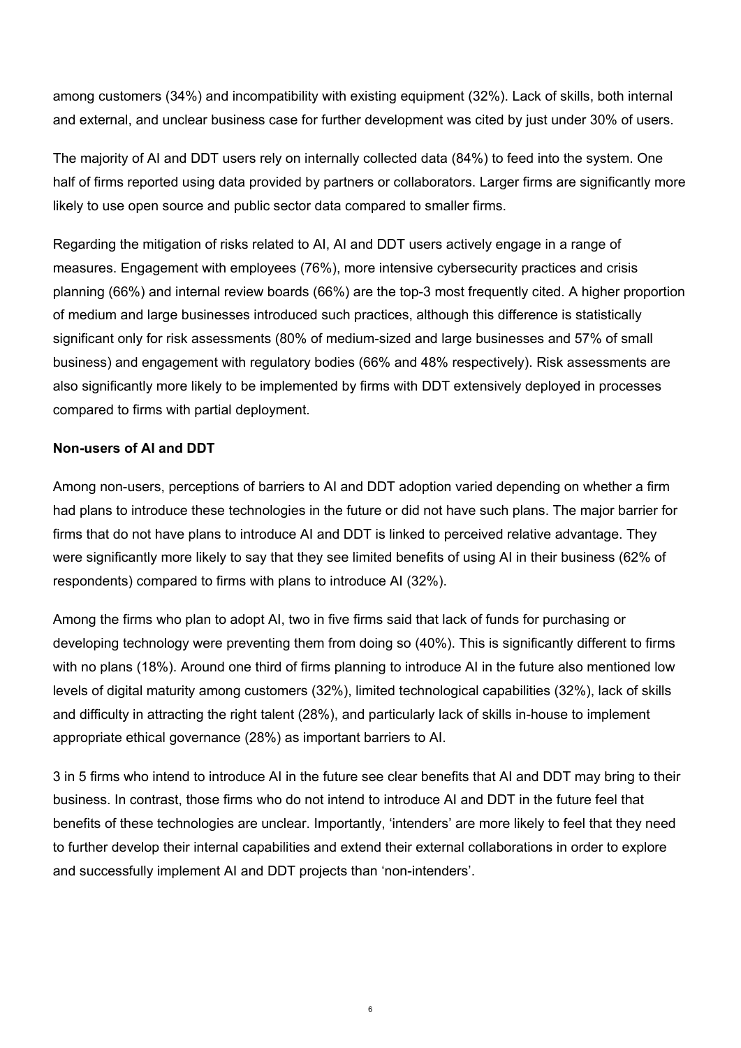among customers (34%) and incompatibility with existing equipment (32%). Lack of skills, both internal and external, and unclear business case for further development was cited by just under 30% of users.

The majority of AI and DDT users rely on internally collected data (84%) to feed into the system. One half of firms reported using data provided by partners or collaborators. Larger firms are significantly more likely to use open source and public sector data compared to smaller firms.

Regarding the mitigation of risks related to AI, AI and DDT users actively engage in a range of measures. Engagement with employees (76%), more intensive cybersecurity practices and crisis planning (66%) and internal review boards (66%) are the top-3 most frequently cited. A higher proportion of medium and large businesses introduced such practices, although this difference is statistically significant only for risk assessments (80% of medium-sized and large businesses and 57% of small business) and engagement with regulatory bodies (66% and 48% respectively). Risk assessments are also significantly more likely to be implemented by firms with DDT extensively deployed in processes compared to firms with partial deployment.

**Non-users of AI and DDT**

Among non-users, perceptions of barriers to AI and DDT adoption varied depending on whether a firm had plans to introduce these technologies in the future or did not have such plans. The major barrier for firms that do not have plans to introduce AI and DDT is linked to perceived relative advantage. They were significantly more likely to say that they see limited benefits of using AI in their business (62% of respondents) compared to firms with plans to introduce AI (32%).

Among the firms who plan to adopt AI, two in five firms said that lack of funds for purchasing or developing technology were preventing them from doing so (40%). This is significantly different to firms with no plans (18%). Around one third of firms planning to introduce AI in the future also mentioned low levels of digital maturity among customers (32%), limited technological capabilities (32%), lack of skills and difficulty in attracting the right talent (28%), and particularly lack of skills in-house to implement appropriate ethical governance (28%) as important barriers to AI.

3 in 5 firms who intend to introduce AI in the future see clear benefits that AI and DDT may bring to their business. In contrast, those firms who do not intend to introduce AI and DDT in the future feel that benefits of these technologies are unclear. Importantly, 'intenders' are more likely to feel that they need to further develop their internal capabilities and extend their external collaborations in order to explore and successfully implement AI and DDT projects than 'non-intenders'.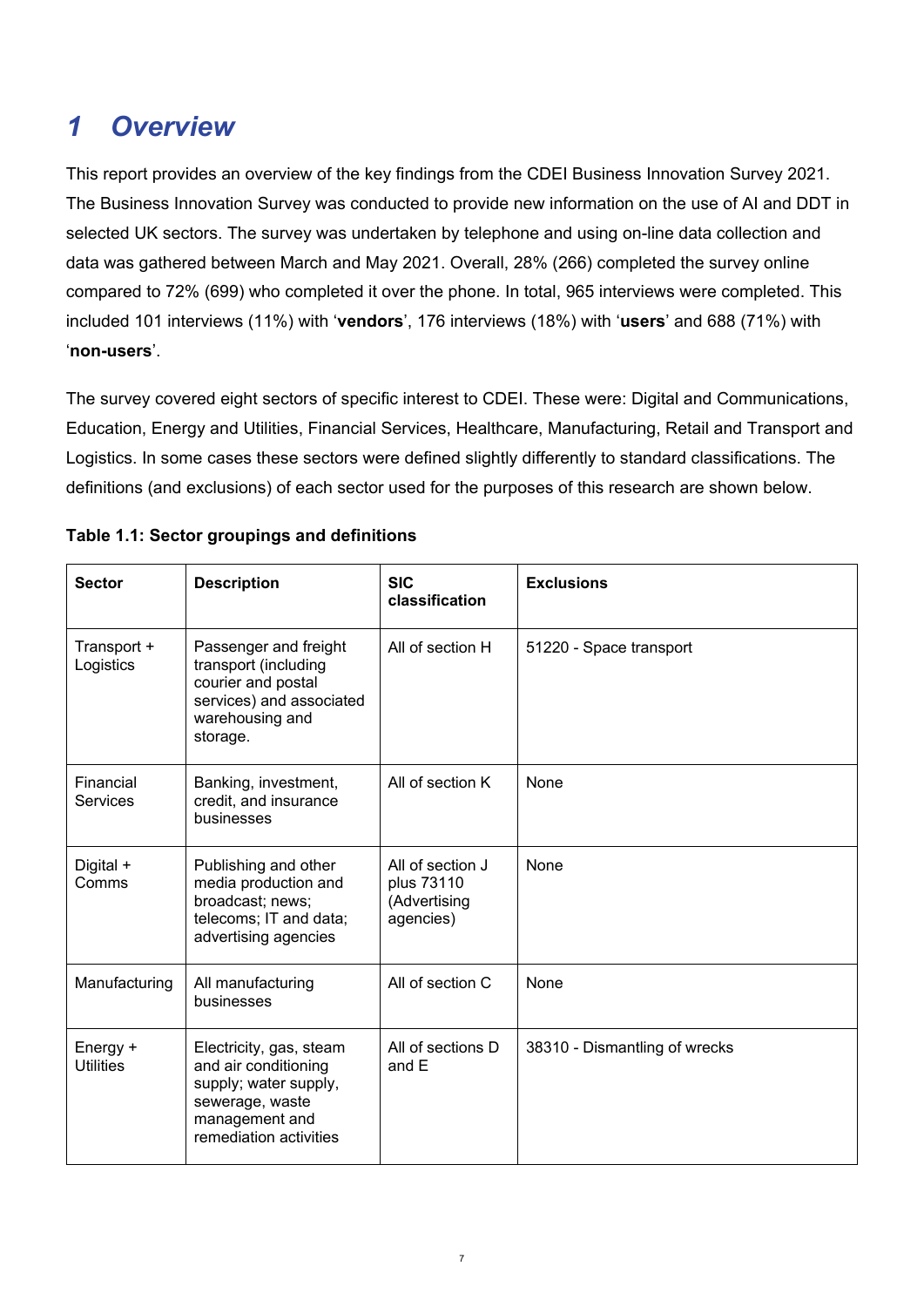# *1 Overview*

This report provides an overview of the key findings from the CDEI Business Innovation Survey 2021. The Business Innovation Survey was conducted to provide new information on the use of AI and DDT in selected UK sectors. The survey was undertaken by telephone and using on-line data collection and data was gathered between March and May 2021. Overall, 28% (266) completed the survey online compared to 72% (699) who completed it over the phone. In total, 965 interviews were completed. This included 101 interviews (11%) with '**vendors**', 176 interviews (18%) with '**users**' and 688 (71%) with '**non-users**'.

The survey covered eight sectors of specific interest to CDEI. These were: Digital and Communications, Education, Energy and Utilities, Financial Services, Healthcare, Manufacturing, Retail and Transport and Logistics. In some cases these sectors were defined slightly differently to standard classifications. The definitions (and exclusions) of each sector used for the purposes of this research are shown below.

**Table 1.1: Sector groupings and definitions**

| Sector | Description | SIC classification | Exclusions |
|---|---|---|---|
| Transport + Logistics | Passenger and freight transport (including courier and postal services) and associated warehousing and storage. | All of section H | 51220 - Space transport |
| Financial Services | Banking, investment, credit, and insurance businesses | All of section K | None |
| Digital + Comms | Publishing and other media production and broadcast; news; telecoms; IT and data; advertising agencies | All of section J plus 73110 (Advertising agencies) | None |
| Manufacturing | All manufacturing businesses | All of section C | None |
| Energy + Utilities | Electricity, gas, steam and air conditioning supply; water supply, sewerage, waste management and remediation activities | All of sections D and E | 38310 - Dismantling of wrecks |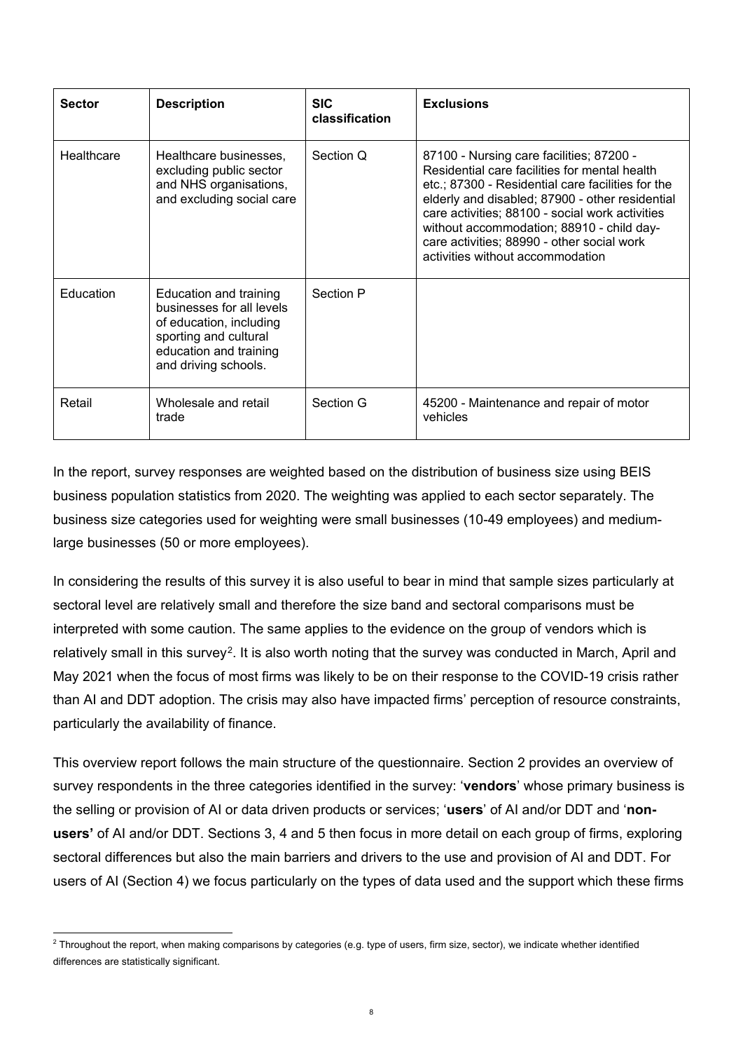| Sector | Description | SIC classification | Exclusions |
|---|---|---|---|
| Healthcare | Healthcare businesses, excluding public sector and NHS organisations, and excluding social care | Section Q | 87100 - Nursing care facilities; 87200 - Residential care facilities for mental health etc.; 87300 - Residential care facilities for the elderly and disabled; 87900 - other residential care activities; 88100 - social work activities without accommodation; 88910 - child day-care activities; 88990 - other social work activities without accommodation |
| Education | Education and training businesses for all levels of education, including sporting and cultural education and training and driving schools. | Section P | |
| Retail | Wholesale and retail trade | Section G | 45200 - Maintenance and repair of motor vehicles |

In the report, survey responses are weighted based on the distribution of business size using BEIS business population statistics from 2020. The weighting was applied to each sector separately. The business size categories used for weighting were small businesses (10-49 employees) and medium-large businesses (50 or more employees).

In considering the results of this survey it is also useful to bear in mind that sample sizes particularly at sectoral level are relatively small and therefore the size band and sectoral comparisons must be interpreted with some caution. The same applies to the evidence on the group of vendors which is relatively small in this survey[2]. It is also worth noting that the survey was conducted in March, April and May 2021 when the focus of most firms was likely to be on their response to the COVID-19 crisis rather than AI and DDT adoption. The crisis may also have impacted firms' perception of resource constraints, particularly the availability of finance.

This overview report follows the main structure of the questionnaire. Section 2 provides an overview of survey respondents in the three categories identified in the survey: '**vendors**' whose primary business is the selling or provision of AI or data driven products or services; '**users**' of AI and/or DDT and '**non-users'** of AI and/or DDT. Sections 3, 4 and 5 then focus in more detail on each group of firms, exploring sectoral differences but also the main barriers and drivers to the use and provision of AI and DDT. For users of AI (Section 4) we focus particularly on the types of data used and the support which these firms

[2] Throughout the report, when making comparisons by categories (e.g. type of users, firm size, sector), we indicate whether identified differences are statistically significant.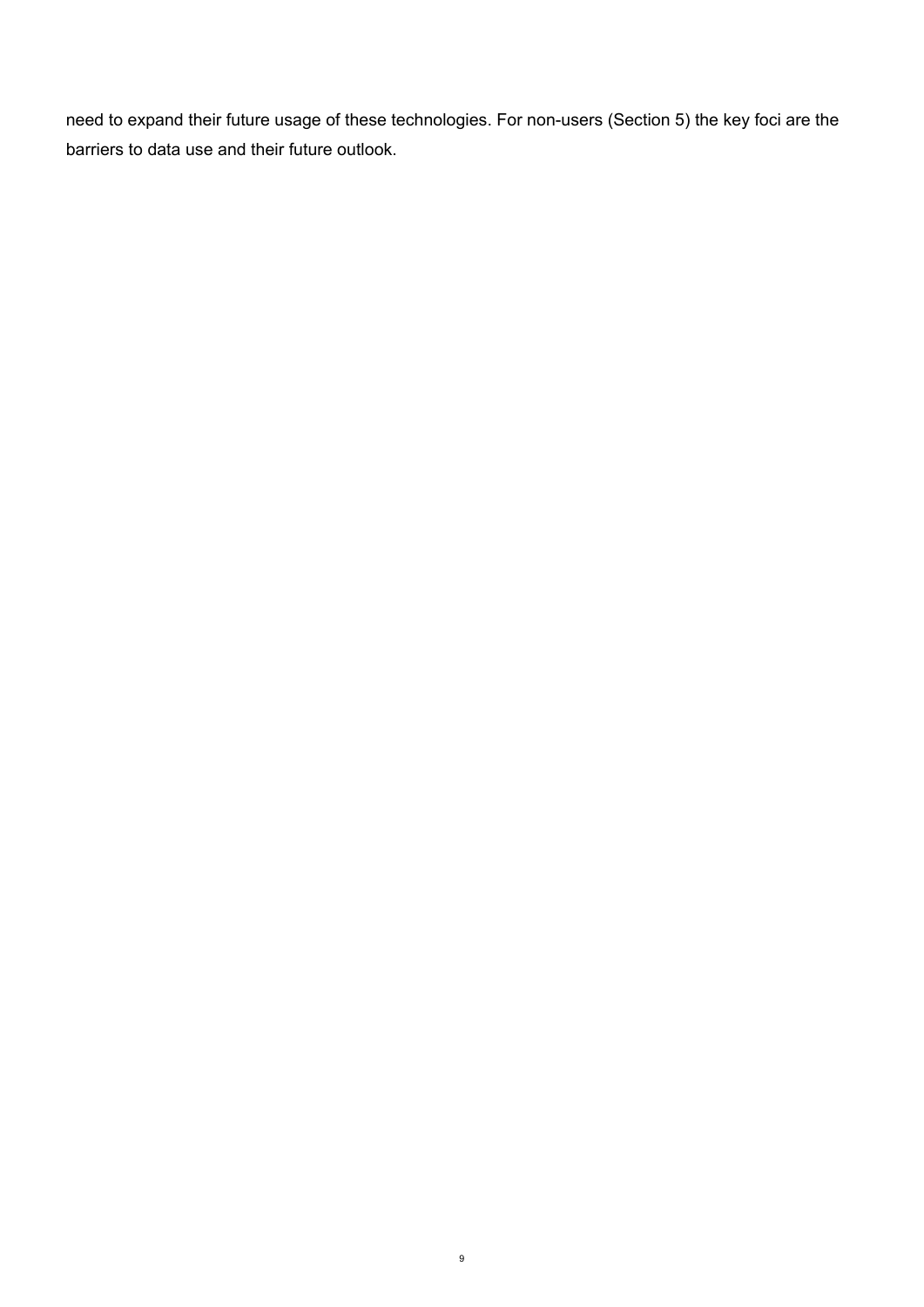need to expand their future usage of these technologies. For non-users (Section 5) the key foci are the barriers to data use and their future outlook.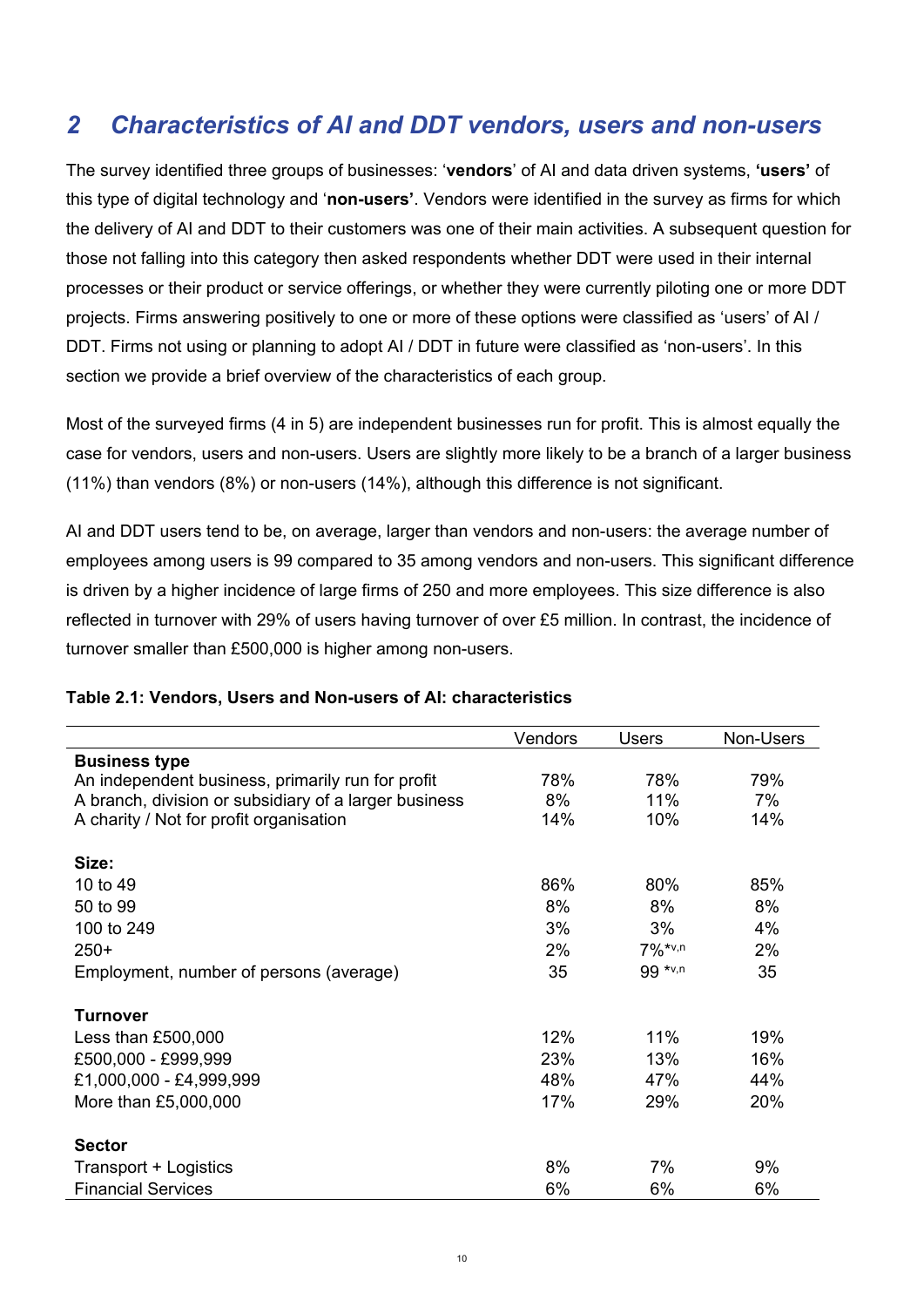## 2 Characteristics of AI and DDT vendors, users and non-users

The survey identified three groups of businesses: '**vendors**' of AI and data driven systems, **'users'** of this type of digital technology and '**non-users'**. Vendors were identified in the survey as firms for which the delivery of AI and DDT to their customers was one of their main activities. A subsequent question for those not falling into this category then asked respondents whether DDT were used in their internal processes or their product or service offerings, or whether they were currently piloting one or more DDT projects. Firms answering positively to one or more of these options were classified as 'users' of AI / DDT. Firms not using or planning to adopt AI / DDT in future were classified as 'non-users'. In this section we provide a brief overview of the characteristics of each group.

Most of the surveyed firms (4 in 5) are independent businesses run for profit. This is almost equally the case for vendors, users and non-users. Users are slightly more likely to be a branch of a larger business (11%) than vendors (8%) or non-users (14%), although this difference is not significant.

AI and DDT users tend to be, on average, larger than vendors and non-users: the average number of employees among users is 99 compared to 35 among vendors and non-users. This significant difference is driven by a higher incidence of large firms of 250 and more employees. This size difference is also reflected in turnover with 29% of users having turnover of over £5 million. In contrast, the incidence of turnover smaller than £500,000 is higher among non-users.

**Table 2.1: Vendors, Users and Non-users of AI: characteristics**

| | Vendors | Users | Non-Users |
|---|---|---|---|
| **Business type** | | | |
| An independent business, primarily run for profit | 78% | 78% | 79% |
| A branch, division or subsidiary of a larger business | 8% | 11% | 7% |
| A charity / Not for profit organisation | 14% | 10% | 14% |
| | | | |
| **Size:** | | | |
| 10 to 49 | 86% | 80% | 85% |
| 50 to 99 | 8% | 8% | 8% |
| 100 to 249 | 3% | 3% | 4% |
| 250+ | 2% | 7%*v,n | 2% |
| Employment, number of persons (average) | 35 | 99 *v,n | 35 |
| | | | |
| **Turnover** | | | |
| Less than £500,000 | 12% | 11% | 19% |
| £500,000 - £999,999 | 23% | 13% | 16% |
| £1,000,000 - £4,999,999 | 48% | 47% | 44% |
| More than £5,000,000 | 17% | 29% | 20% |
| | | | |
| **Sector** | | | |
| Transport + Logistics | 8% | 7% | 9% |
| Financial Services | 6% | 6% | 6% |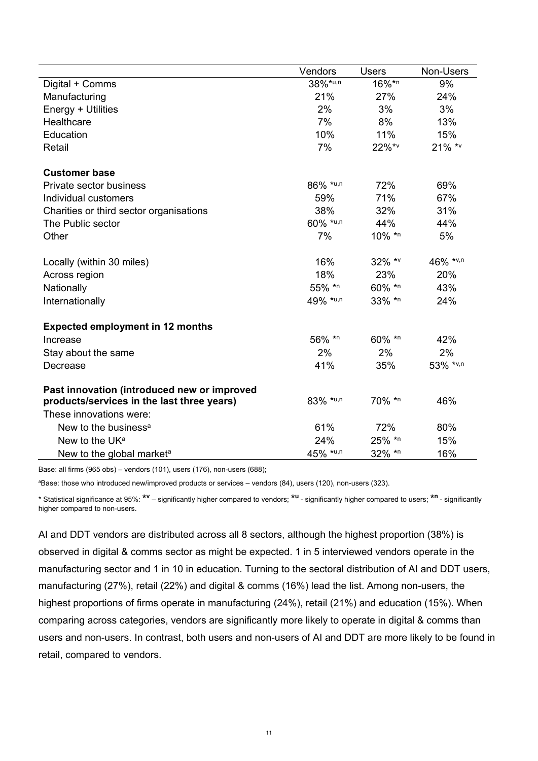| | Vendors | Users | Non-Users |
|---|---|---|---|
| Digital + Comms | 38%*u,n | 16%*n | 9% |
| Manufacturing | 21% | 27% | 24% |
| Energy + Utilities | 2% | 3% | 3% |
| Healthcare | 7% | 8% | 13% |
| Education | 10% | 11% | 15% |
| Retail | 7% | 22%*v | 21% *v |
| **Customer base** | | | |
| Private sector business | 86% *u,n | 72% | 69% |
| Individual customers | 59% | 71% | 67% |
| Charities or third sector organisations | 38% | 32% | 31% |
| The Public sector | 60% *u,n | 44% | 44% |
| Other | 7% | 10% *n | 5% |
| Locally (within 30 miles) | 16% | 32% *v | 46% *v,n |
| Across region | 18% | 23% | 20% |
| Nationally | 55% *n | 60% *n | 43% |
| Internationally | 49% *u,n | 33% *n | 24% |
| **Expected employment in 12 months** | | | |
| Increase | 56% *n | 60% *n | 42% |
| Stay about the same | 2% | 2% | 2% |
| Decrease | 41% | 35% | 53% *v,n |
| **Past innovation (introduced new or improved products/services in the last three years)** | 83% *u,n | 70% *n | 46% |
| These innovations were: | | | |
| New to the business[a] | 61% | 72% | 80% |
| New to the UK[a] | 24% | 25% *n | 15% |
| New to the global market[a] | 45% *u,n | 32% *n | 16% |

Base: all firms (965 obs) – vendors (101), users (176), non-users (688);

[a]Base: those who introduced new/improved products or services – vendors (84), users (120), non-users (323).

* Statistical significance at 95%: **\*v** – significantly higher compared to vendors; **\*u** - significantly higher compared to users; **\*n** - significantly higher compared to non-users.

AI and DDT vendors are distributed across all 8 sectors, although the highest proportion (38%) is observed in digital & comms sector as might be expected. 1 in 5 interviewed vendors operate in the manufacturing sector and 1 in 10 in education. Turning to the sectoral distribution of AI and DDT users, manufacturing (27%), retail (22%) and digital & comms (16%) lead the list. Among non-users, the highest proportions of firms operate in manufacturing (24%), retail (21%) and education (15%). When comparing across categories, vendors are significantly more likely to operate in digital & comms than users and non-users. In contrast, both users and non-users of AI and DDT are more likely to be found in retail, compared to vendors.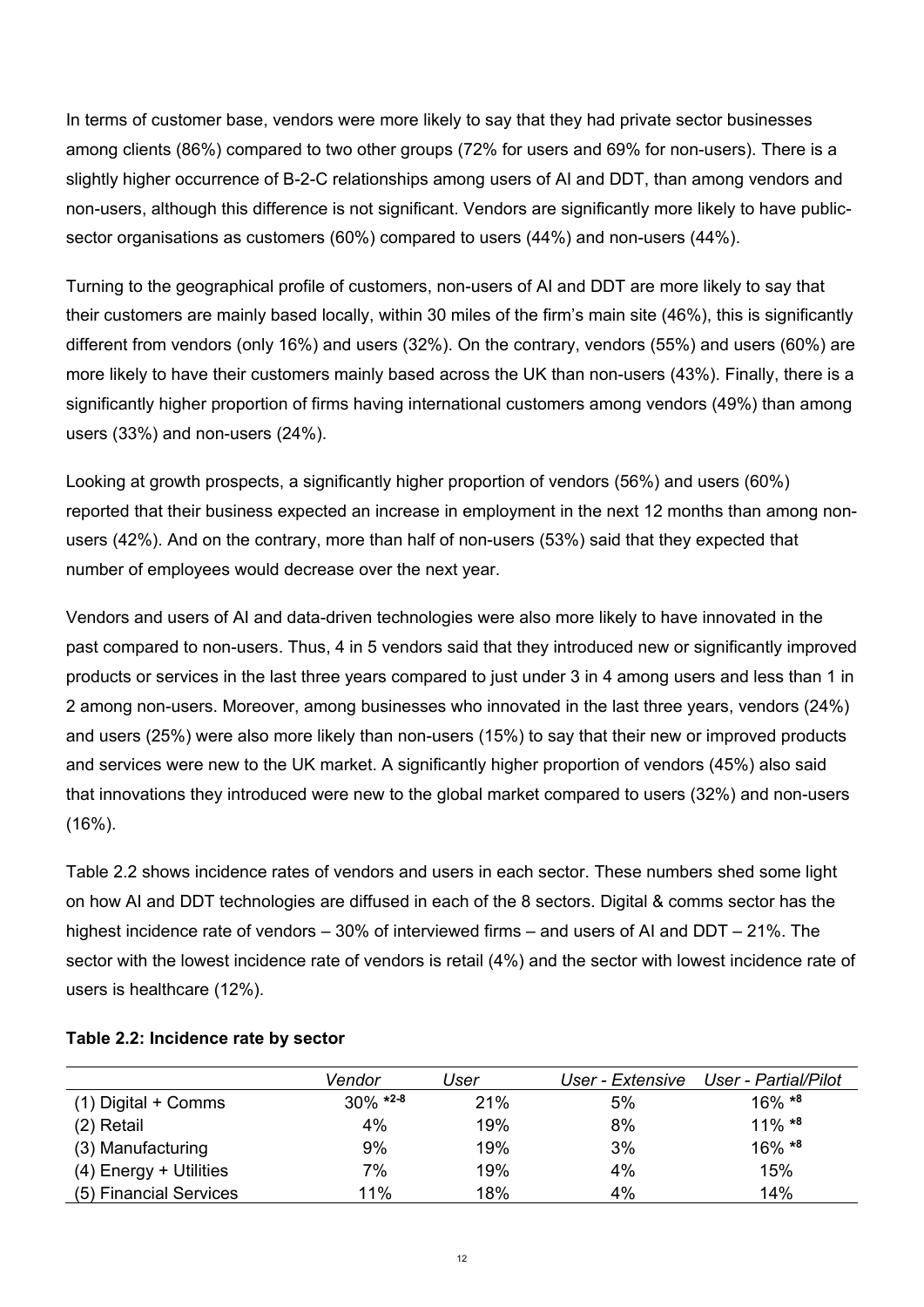In terms of customer base, vendors were more likely to say that they had private sector businesses among clients (86%) compared to two other groups (72% for users and 69% for non-users). There is a slightly higher occurrence of B-2-C relationships among users of AI and DDT, than among vendors and non-users, although this difference is not significant. Vendors are significantly more likely to have public-sector organisations as customers (60%) compared to users (44%) and non-users (44%).

Turning to the geographical profile of customers, non-users of AI and DDT are more likely to say that their customers are mainly based locally, within 30 miles of the firm's main site (46%), this is significantly different from vendors (only 16%) and users (32%). On the contrary, vendors (55%) and users (60%) are more likely to have their customers mainly based across the UK than non-users (43%). Finally, there is a significantly higher proportion of firms having international customers among vendors (49%) than among users (33%) and non-users (24%).

Looking at growth prospects, a significantly higher proportion of vendors (56%) and users (60%) reported that their business expected an increase in employment in the next 12 months than among non-users (42%). And on the contrary, more than half of non-users (53%) said that they expected that number of employees would decrease over the next year.

Vendors and users of AI and data-driven technologies were also more likely to have innovated in the past compared to non-users. Thus, 4 in 5 vendors said that they introduced new or significantly improved products or services in the last three years compared to just under 3 in 4 among users and less than 1 in 2 among non-users. Moreover, among businesses who innovated in the last three years, vendors (24%) and users (25%) were also more likely than non-users (15%) to say that their new or improved products and services were new to the UK market. A significantly higher proportion of vendors (45%) also said that innovations they introduced were new to the global market compared to users (32%) and non-users (16%).

Table 2.2 shows incidence rates of vendors and users in each sector. These numbers shed some light on how AI and DDT technologies are diffused in each of the 8 sectors. Digital & comms sector has the highest incidence rate of vendors – 30% of interviewed firms – and users of AI and DDT – 21%. The sector with the lowest incidence rate of vendors is retail (4%) and the sector with lowest incidence rate of users is healthcare (12%).

**Table 2.2: Incidence rate by sector**

| | *Vendor* | *User* | *User - Extensive* | *User - Partial/Pilot* |
|---|---|---|---|---|
| (1) Digital + Comms | 30% **\*2-8** | 21% | 5% | 16% **\*8** |
| (2) Retail | 4% | 19% | 8% | 11% **\*8** |
| (3) Manufacturing | 9% | 19% | 3% | 16% **\*8** |
| (4) Energy + Utilities | 7% | 19% | 4% | 15% |
| (5) Financial Services | 11% | 18% | 4% | 14% |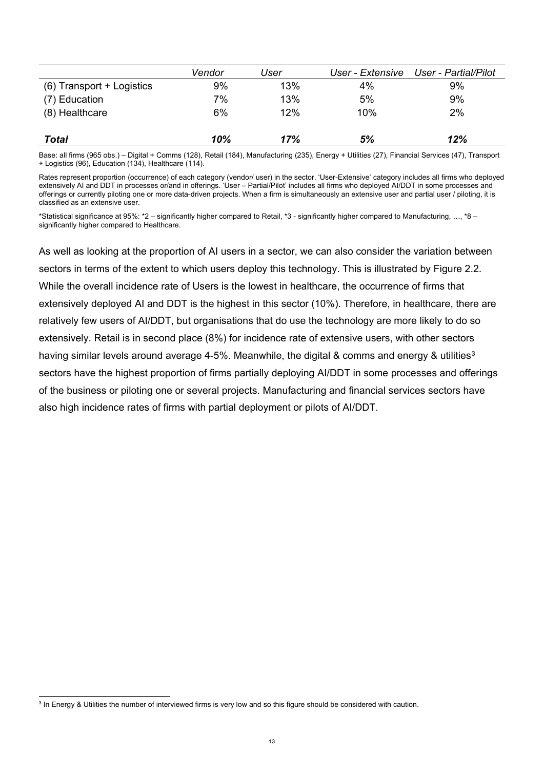| | *Vendor* | *User* | *User - Extensive* | *User - Partial/Pilot* |
|---|---|---|---|---|
| (6) Transport + Logistics | 9% | 13% | 4% | 9% |
| (7) Education | 7% | 13% | 5% | 9% |
| (8) Healthcare | 6% | 12% | 10% | 2% |
| ***Total*** | ***10%*** | ***17%*** | ***5%*** | ***12%*** |

Base: all firms (965 obs.) – Digital + Comms (128), Retail (184), Manufacturing (235), Energy + Utilities (27), Financial Services (47), Transport + Logistics (96), Education (134), Healthcare (114).

Rates represent proportion (occurrence) of each category (vendor/ user) in the sector. 'User-Extensive' category includes all firms who deployed extensively AI and DDT in processes or/and in offerings. 'User – Partial/Pilot' includes all firms who deployed AI/DDT in some processes and offerings or currently piloting one or more data-driven projects. When a firm is simultaneously an extensive user and partial user / piloting, it is classified as an extensive user.

*Statistical significance at 95%: *2 – significantly higher compared to Retail, *3 - significantly higher compared to Manufacturing, …, *8 – significantly higher compared to Healthcare.

As well as looking at the proportion of AI users in a sector, we can also consider the variation between sectors in terms of the extent to which users deploy this technology. This is illustrated by Figure 2.2. While the overall incidence rate of Users is the lowest in healthcare, the occurrence of firms that extensively deployed AI and DDT is the highest in this sector (10%). Therefore, in healthcare, there are relatively few users of AI/DDT, but organisations that do use the technology are more likely to do so extensively. Retail is in second place (8%) for incidence rate of extensive users, with other sectors having similar levels around average 4-5%. Meanwhile, the digital & comms and energy & utilities[3] sectors have the highest proportion of firms partially deploying AI/DDT in some processes and offerings of the business or piloting one or several projects. Manufacturing and financial services sectors have also high incidence rates of firms with partial deployment or pilots of AI/DDT.

[3] In Energy & Utilities the number of interviewed firms is very low and so this figure should be considered with caution.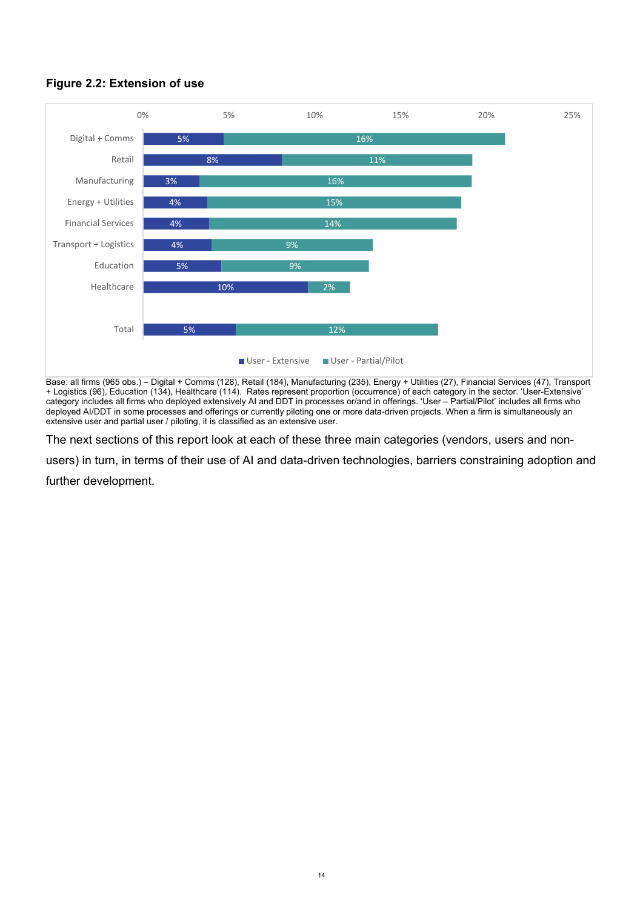**Figure 2.2: Extension of use**

| Sector | User - Extensive | User - Partial/Pilot |
|---|---|---|
| Digital + Comms | 5% | 16% |
| Retail | 8% | 11% |
| Manufacturing | 3% | 16% |
| Energy + Utilities | 4% | 15% |
| Financial Services | 4% | 14% |
| Transport + Logistics | 4% | 9% |
| Education | 5% | 9% |
| Healthcare | 10% | 2% |
| Total | 5% | 12% |

Base: all firms (965 obs.) – Digital + Comms (128), Retail (184), Manufacturing (235), Energy + Utilities (27), Financial Services (47), Transport + Logistics (96), Education (134), Healthcare (114). Rates represent proportion (occurrence) of each category in the sector. 'User-Extensive' category includes all firms who deployed extensively AI and DDT in processes or/and in offerings. 'User – Partial/Pilot' includes all firms who deployed AI/DDT in some processes and offerings or currently piloting one or more data-driven projects. When a firm is simultaneously an extensive user and partial user / piloting, it is classified as an extensive user.

The next sections of this report look at each of these three main categories (vendors, users and non-users) in turn, in terms of their use of AI and data-driven technologies, barriers constraining adoption and further development.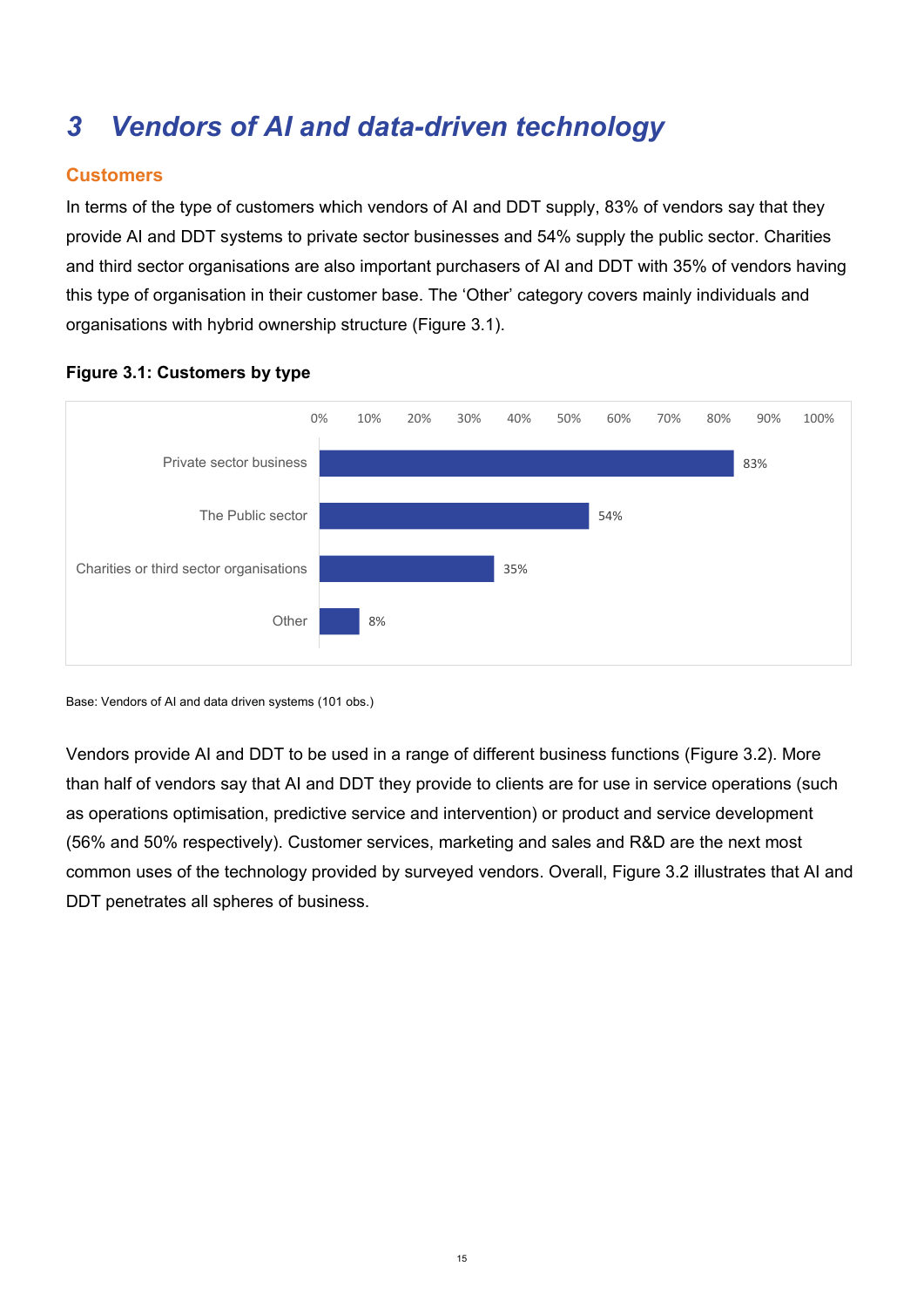# 3 Vendors of AI and data-driven technology

## Customers

In terms of the type of customers which vendors of AI and DDT supply, 83% of vendors say that they provide AI and DDT systems to private sector businesses and 54% supply the public sector. Charities and third sector organisations are also important purchasers of AI and DDT with 35% of vendors having this type of organisation in their customer base. The 'Other' category covers mainly individuals and organisations with hybrid ownership structure (Figure 3.1).

**Figure 3.1: Customers by type**

| Customer type | Share of vendors |
| --- | --- |
| Private sector business | 83% |
| The Public sector | 54% |
| Charities or third sector organisations | 35% |
| Other | 8% |

Base: Vendors of AI and data driven systems (101 obs.)

Vendors provide AI and DDT to be used in a range of different business functions (Figure 3.2). More than half of vendors say that AI and DDT they provide to clients are for use in service operations (such as operations optimisation, predictive service and intervention) or product and service development (56% and 50% respectively). Customer services, marketing and sales and R&D are the next most common uses of the technology provided by surveyed vendors. Overall, Figure 3.2 illustrates that AI and DDT penetrates all spheres of business.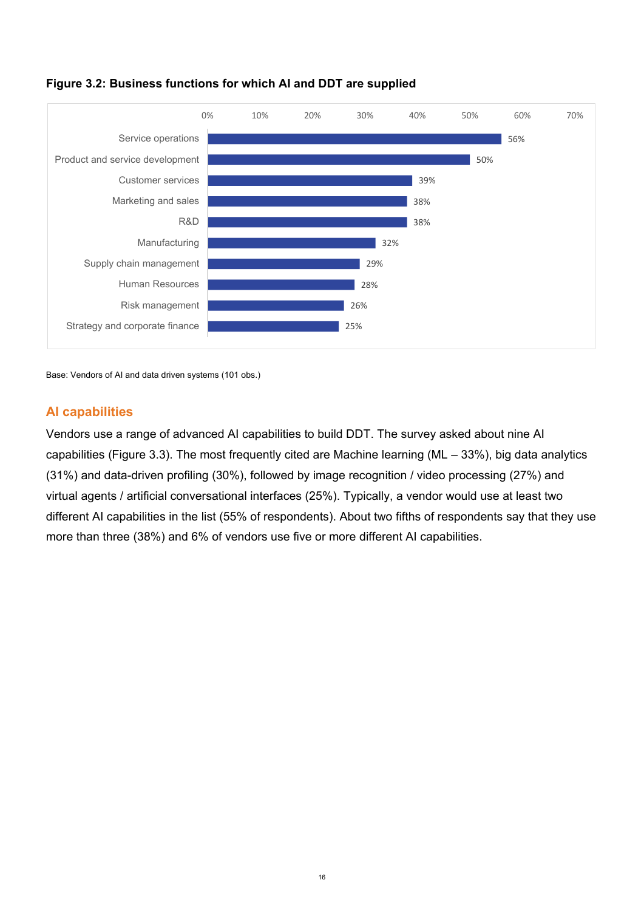**Figure 3.2: Business functions for which AI and DDT are supplied**

| Business function | Share |
|---|---|
| Service operations | 56% |
| Product and service development | 50% |
| Customer services | 39% |
| Marketing and sales | 38% |
| R&D | 38% |
| Manufacturing | 32% |
| Supply chain management | 29% |
| Human Resources | 28% |
| Risk management | 26% |
| Strategy and corporate finance | 25% |

Base: Vendors of AI and data driven systems (101 obs.)

## AI capabilities

Vendors use a range of advanced AI capabilities to build DDT. The survey asked about nine AI capabilities (Figure 3.3). The most frequently cited are Machine learning (ML – 33%), big data analytics (31%) and data-driven profiling (30%), followed by image recognition / video processing (27%) and virtual agents / artificial conversational interfaces (25%). Typically, a vendor would use at least two different AI capabilities in the list (55% of respondents). About two fifths of respondents say that they use more than three (38%) and 6% of vendors use five or more different AI capabilities.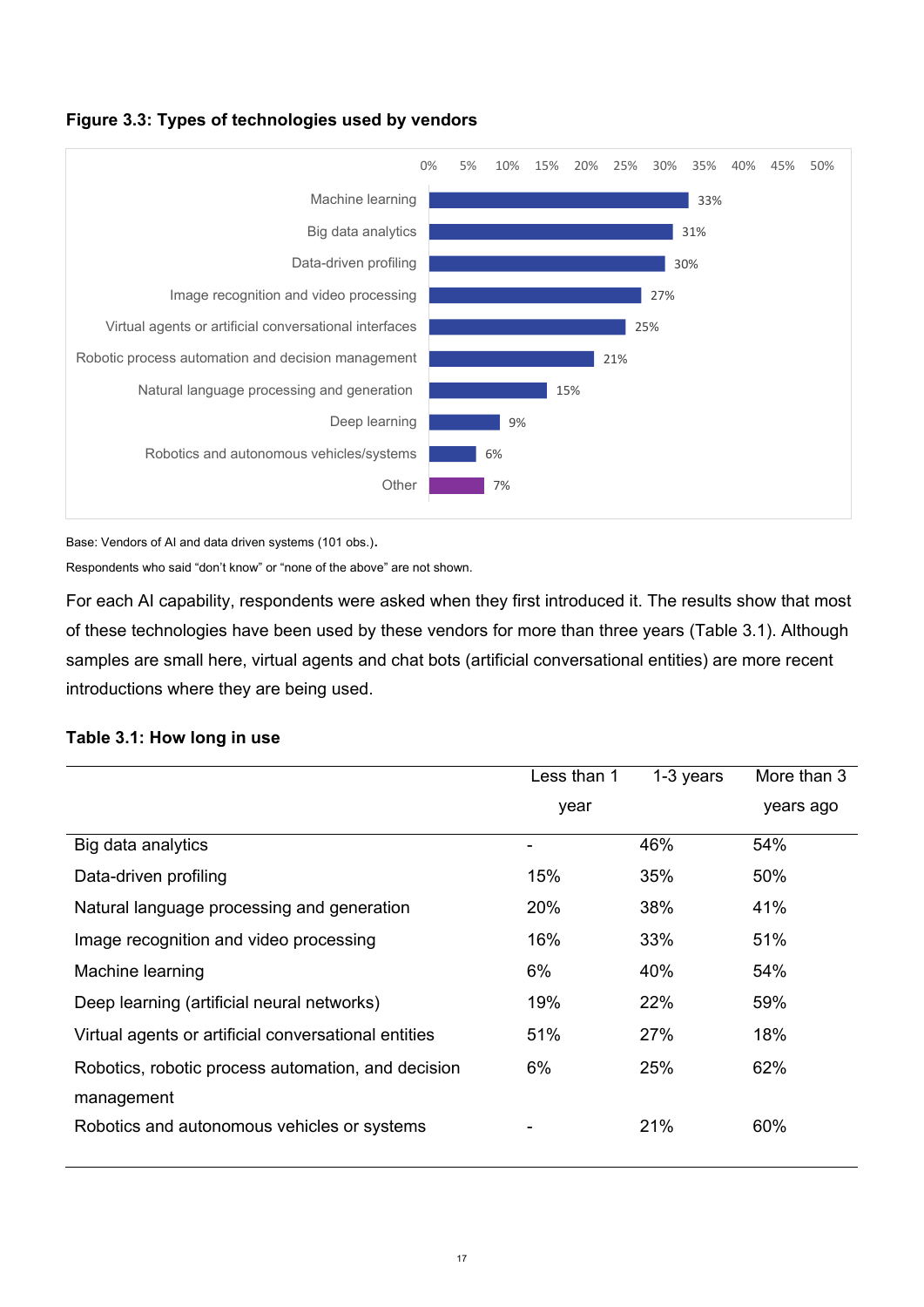**Figure 3.3: Types of technologies used by vendors**

| Technology | % |
|---|---|
| Machine learning | 33% |
| Big data analytics | 31% |
| Data-driven profiling | 30% |
| Image recognition and video processing | 27% |
| Virtual agents or artificial conversational interfaces | 25% |
| Robotic process automation and decision management | 21% |
| Natural language processing and generation | 15% |
| Deep learning | 9% |
| Robotics and autonomous vehicles/systems | 6% |
| Other | 7% |

Base: Vendors of AI and data driven systems (101 obs.).

Respondents who said "don't know" or "none of the above" are not shown.

For each AI capability, respondents were asked when they first introduced it. The results show that most of these technologies have been used by these vendors for more than three years (Table 3.1). Although samples are small here, virtual agents and chat bots (artificial conversational entities) are more recent introductions where they are being used.

**Table 3.1: How long in use**

| | Less than 1 year | 1-3 years | More than 3 years ago |
|---|---|---|---|
| Big data analytics | - | 46% | 54% |
| Data-driven profiling | 15% | 35% | 50% |
| Natural language processing and generation | 20% | 38% | 41% |
| Image recognition and video processing | 16% | 33% | 51% |
| Machine learning | 6% | 40% | 54% |
| Deep learning (artificial neural networks) | 19% | 22% | 59% |
| Virtual agents or artificial conversational entities | 51% | 27% | 18% |
| Robotics, robotic process automation, and decision management | 6% | 25% | 62% |
| Robotics and autonomous vehicles or systems | - | 21% | 60% |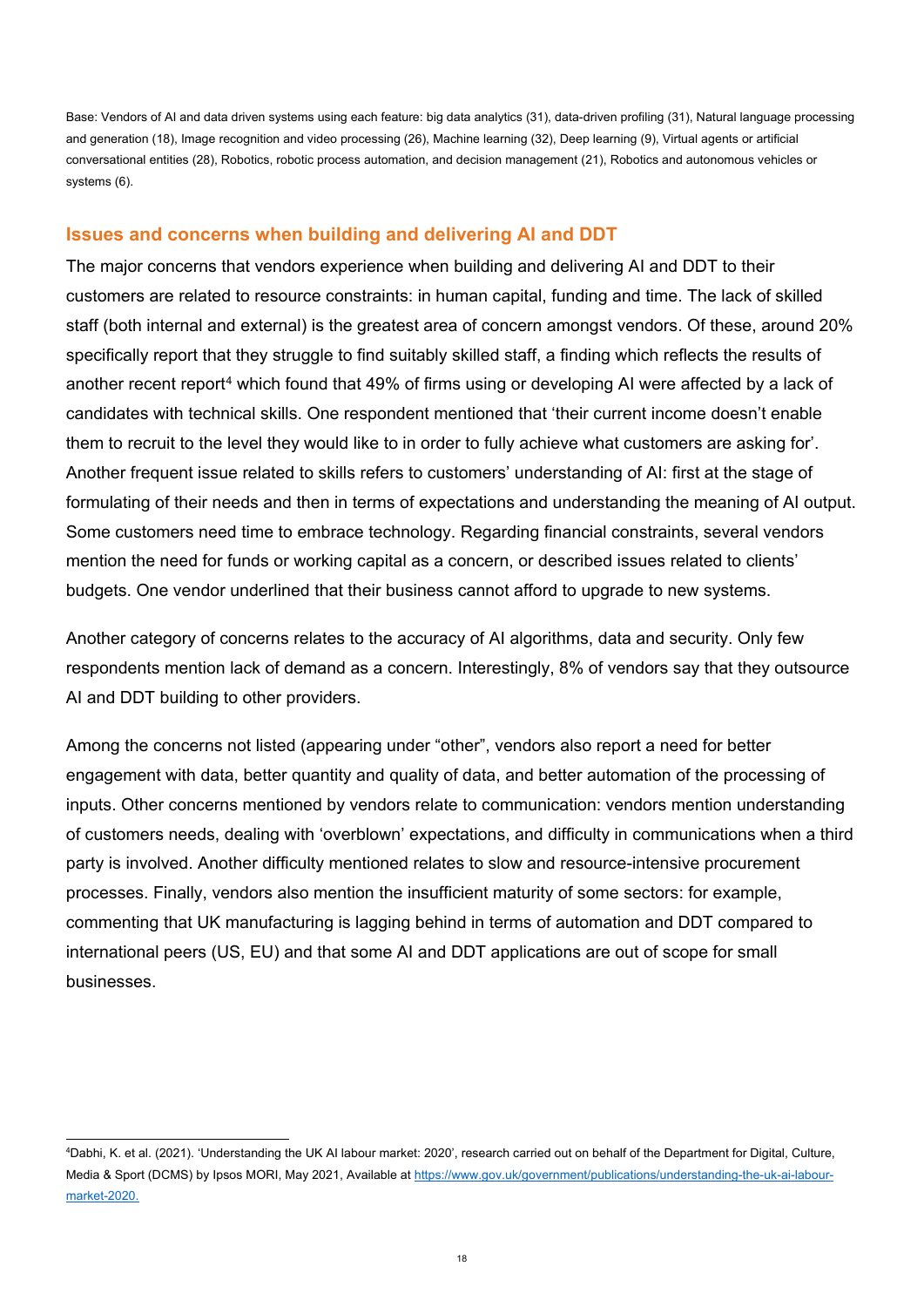Base: Vendors of AI and data driven systems using each feature: big data analytics (31), data-driven profiling (31), Natural language processing and generation (18), Image recognition and video processing (26), Machine learning (32), Deep learning (9), Virtual agents or artificial conversational entities (28), Robotics, robotic process automation, and decision management (21), Robotics and autonomous vehicles or systems (6).

### Issues and concerns when building and delivering AI and DDT

The major concerns that vendors experience when building and delivering AI and DDT to their customers are related to resource constraints: in human capital, funding and time. The lack of skilled staff (both internal and external) is the greatest area of concern amongst vendors. Of these, around 20% specifically report that they struggle to find suitably skilled staff, a finding which reflects the results of another recent report[4] which found that 49% of firms using or developing AI were affected by a lack of candidates with technical skills. One respondent mentioned that 'their current income doesn't enable them to recruit to the level they would like to in order to fully achieve what customers are asking for'. Another frequent issue related to skills refers to customers' understanding of AI: first at the stage of formulating of their needs and then in terms of expectations and understanding the meaning of AI output. Some customers need time to embrace technology. Regarding financial constraints, several vendors mention the need for funds or working capital as a concern, or described issues related to clients' budgets. One vendor underlined that their business cannot afford to upgrade to new systems.

Another category of concerns relates to the accuracy of AI algorithms, data and security. Only few respondents mention lack of demand as a concern. Interestingly, 8% of vendors say that they outsource AI and DDT building to other providers.

Among the concerns not listed (appearing under "other", vendors also report a need for better engagement with data, better quantity and quality of data, and better automation of the processing of inputs. Other concerns mentioned by vendors relate to communication: vendors mention understanding of customers needs, dealing with 'overblown' expectations, and difficulty in communications when a third party is involved. Another difficulty mentioned relates to slow and resource-intensive procurement processes. Finally, vendors also mention the insufficient maturity of some sectors: for example, commenting that UK manufacturing is lagging behind in terms of automation and DDT compared to international peers (US, EU) and that some AI and DDT applications are out of scope for small businesses.

---

[4] Dabhi, K. et al. (2021). 'Understanding the UK AI labour market: 2020', research carried out on behalf of the Department for Digital, Culture, Media & Sport (DCMS) by Ipsos MORI, May 2021, Available at https://www.gov.uk/government/publications/understanding-the-uk-ai-labour-market-2020.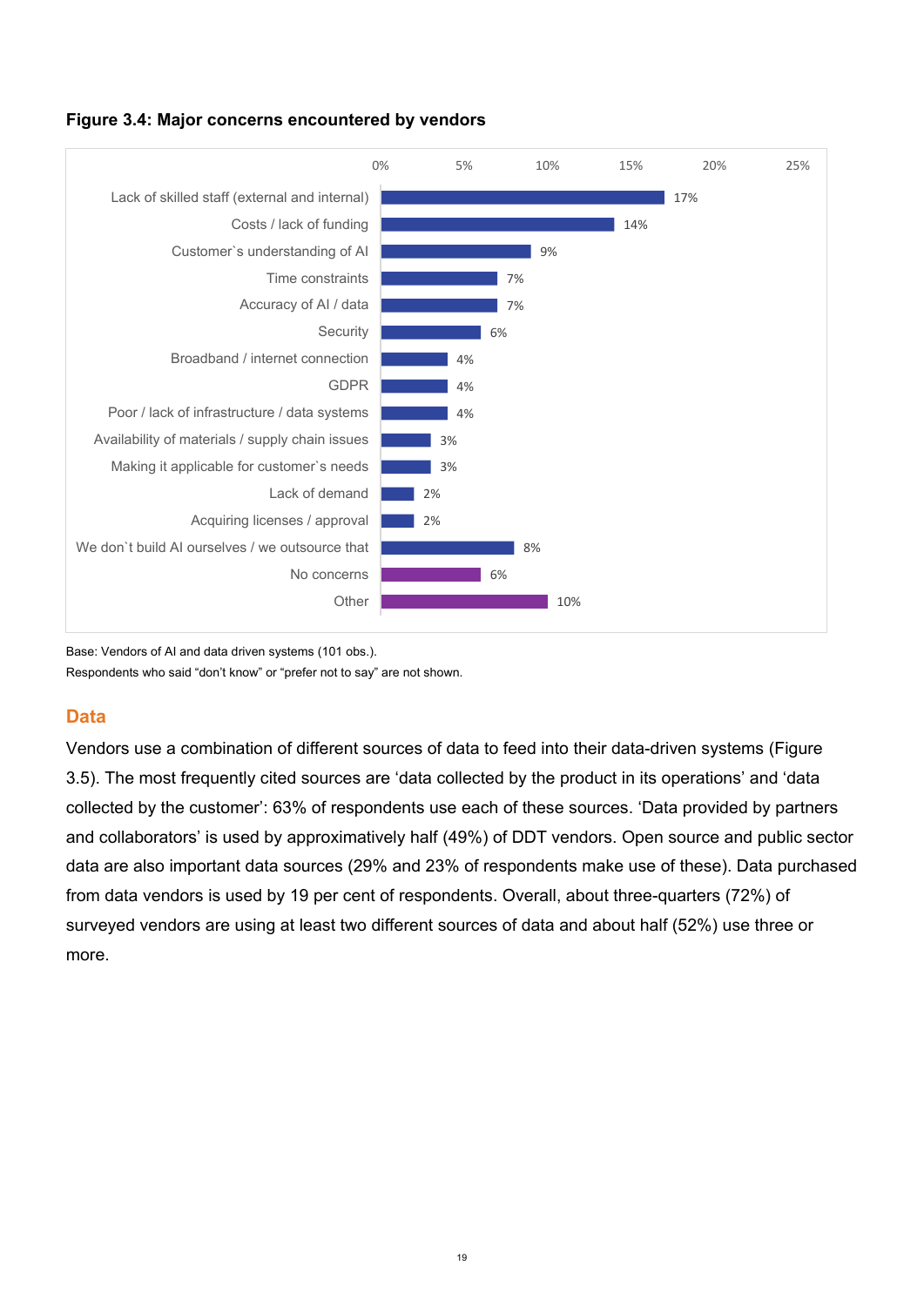**Figure 3.4: Major concerns encountered by vendors**

| Concern | Share |
|---|---|
| Lack of skilled staff (external and internal) | 17% |
| Costs / lack of funding | 14% |
| Customer`s understanding of AI | 9% |
| Time constraints | 7% |
| Accuracy of AI / data | 7% |
| Security | 6% |
| Broadband / internet connection | 4% |
| GDPR | 4% |
| Poor / lack of infrastructure / data systems | 4% |
| Availability of materials / supply chain issues | 3% |
| Making it applicable for customer`s needs | 3% |
| Lack of demand | 2% |
| Acquiring licenses / approval | 2% |
| We don`t build AI ourselves / we outsource that | 8% |
| No concerns | 6% |
| Other | 10% |

Base: Vendors of AI and data driven systems (101 obs.).
Respondents who said “don’t know” or “prefer not to say” are not shown.

## Data

Vendors use a combination of different sources of data to feed into their data-driven systems (Figure 3.5). The most frequently cited sources are ‘data collected by the product in its operations’ and ‘data collected by the customer’: 63% of respondents use each of these sources. ‘Data provided by partners and collaborators’ is used by approximatively half (49%) of DDT vendors. Open source and public sector data are also important data sources (29% and 23% of respondents make use of these). Data purchased from data vendors is used by 19 per cent of respondents. Overall, about three-quarters (72%) of surveyed vendors are using at least two different sources of data and about half (52%) use three or more.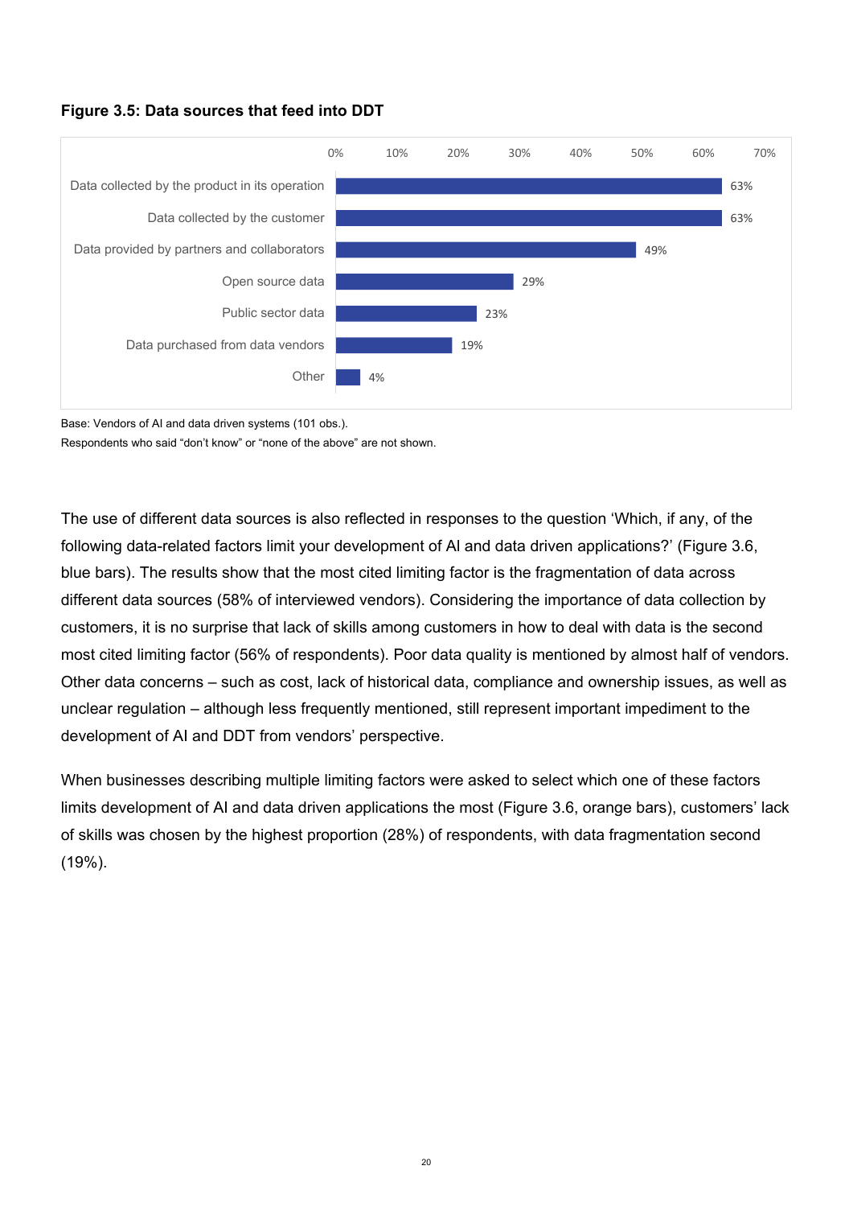**Figure 3.5: Data sources that feed into DDT**

| Data source | % |
| --- | --- |
| Data collected by the product in its operation | 63% |
| Data collected by the customer | 63% |
| Data provided by partners and collaborators | 49% |
| Open source data | 29% |
| Public sector data | 23% |
| Data purchased from data vendors | 19% |
| Other | 4% |

Base: Vendors of AI and data driven systems (101 obs.).
Respondents who said “don’t know” or “none of the above” are not shown.

The use of different data sources is also reflected in responses to the question ‘Which, if any, of the following data-related factors limit your development of AI and data driven applications?’ (Figure 3.6, blue bars). The results show that the most cited limiting factor is the fragmentation of data across different data sources (58% of interviewed vendors). Considering the importance of data collection by customers, it is no surprise that lack of skills among customers in how to deal with data is the second most cited limiting factor (56% of respondents). Poor data quality is mentioned by almost half of vendors. Other data concerns – such as cost, lack of historical data, compliance and ownership issues, as well as unclear regulation – although less frequently mentioned, still represent important impediment to the development of AI and DDT from vendors’ perspective.

When businesses describing multiple limiting factors were asked to select which one of these factors limits development of AI and data driven applications the most (Figure 3.6, orange bars), customers’ lack of skills was chosen by the highest proportion (28%) of respondents, with data fragmentation second (19%).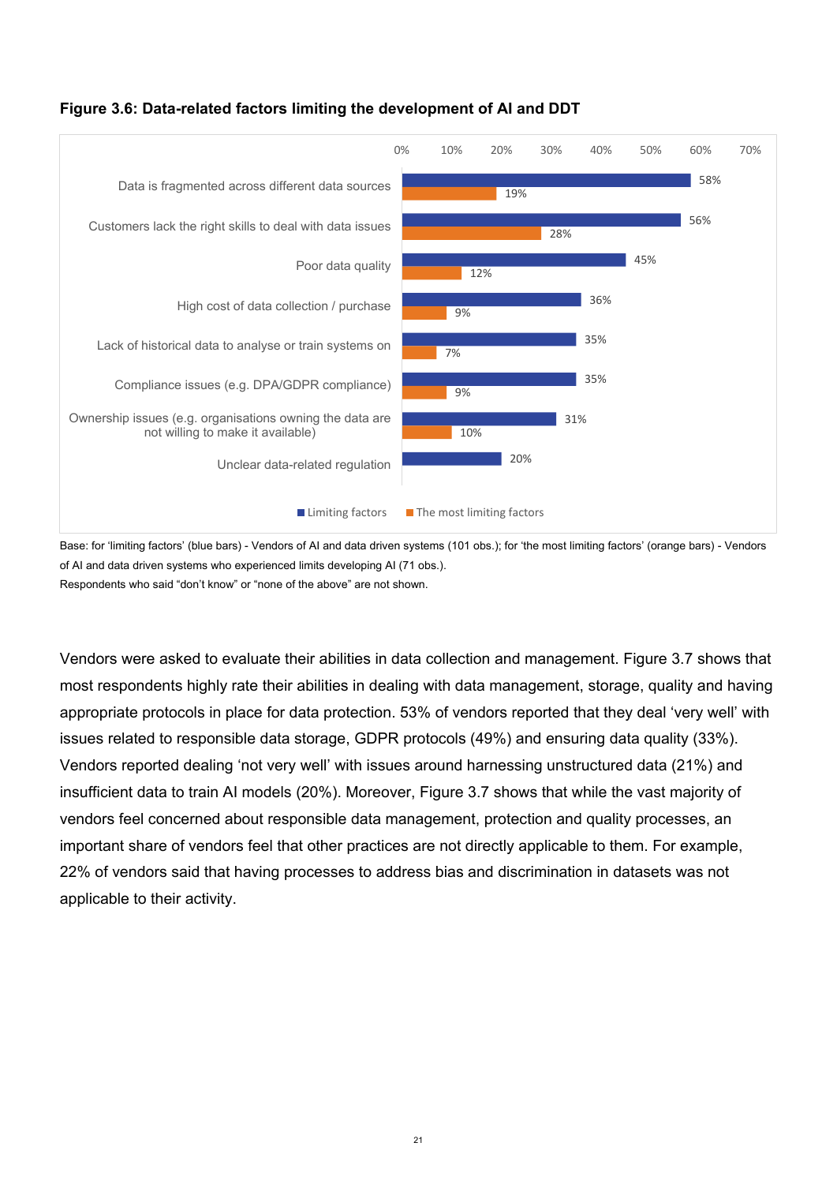**Figure 3.6: Data-related factors limiting the development of AI and DDT**

| Factor | Limiting factors | The most limiting factors |
|---|---|---|
| Data is fragmented across different data sources | 58% | 19% |
| Customers lack the right skills to deal with data issues | 56% | 28% |
| Poor data quality | 45% | 12% |
| High cost of data collection / purchase | 36% | 9% |
| Lack of historical data to analyse or train systems on | 35% | 7% |
| Compliance issues (e.g. DPA/GDPR compliance) | 35% | 9% |
| Ownership issues (e.g. organisations owning the data are not willing to make it available) | 31% | 10% |
| Unclear data-related regulation | 20% | |

Base: for 'limiting factors' (blue bars) - Vendors of AI and data driven systems (101 obs.); for 'the most limiting factors' (orange bars) - Vendors of AI and data driven systems who experienced limits developing AI (71 obs.).
Respondents who said "don't know" or "none of the above" are not shown.

Vendors were asked to evaluate their abilities in data collection and management. Figure 3.7 shows that most respondents highly rate their abilities in dealing with data management, storage, quality and having appropriate protocols in place for data protection. 53% of vendors reported that they deal 'very well' with issues related to responsible data storage, GDPR protocols (49%) and ensuring data quality (33%). Vendors reported dealing 'not very well' with issues around harnessing unstructured data (21%) and insufficient data to train AI models (20%). Moreover, Figure 3.7 shows that while the vast majority of vendors feel concerned about responsible data management, protection and quality processes, an important share of vendors feel that other practices are not directly applicable to them. For example, 22% of vendors said that having processes to address bias and discrimination in datasets was not applicable to their activity.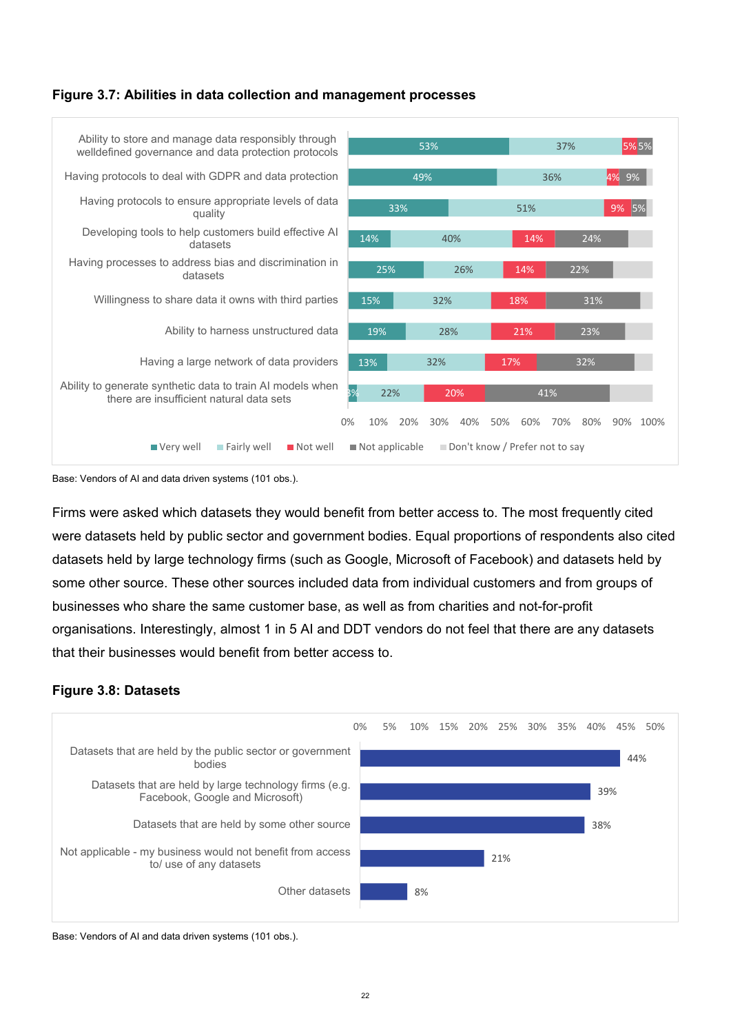#### Figure 3.7: Abilities in data collection and management processes

| | Very well | Fairly well | Not well | Not applicable | Don't know / Prefer not to say |
|---|---|---|---|---|---|
| Ability to store and manage data responsibly through welldefined governance and data protection protocols | 53% | 37% | 5% | 5% | |
| Having protocols to deal with GDPR and data protection | 49% | 36% | 4% | 9% | |
| Having protocols to ensure appropriate levels of data quality | 33% | 51% | 9% | 5% | |
| Developing tools to help customers build effective AI datasets | 14% | 40% | 14% | 24% | |
| Having processes to address bias and discrimination in datasets | 25% | 26% | 14% | 22% | |
| Willingness to share data it owns with third parties | 15% | 32% | 18% | 31% | |
| Ability to harness unstructured data | 19% | 28% | 21% | 23% | |
| Having a large network of data providers | 13% | 32% | 17% | 32% | |
| Ability to generate synthetic data to train AI models when there are insufficient natural data sets | 3% | 22% | 20% | 41% | |

Base: Vendors of AI and data driven systems (101 obs.).

Firms were asked which datasets they would benefit from better access to. The most frequently cited were datasets held by public sector and government bodies. Equal proportions of respondents also cited datasets held by large technology firms (such as Google, Microsoft of Facebook) and datasets held by some other source. These other sources included data from individual customers and from groups of businesses who share the same customer base, as well as from charities and not-for-profit organisations. Interestingly, almost 1 in 5 AI and DDT vendors do not feel that there are any datasets that their businesses would benefit from better access to.

#### Figure 3.8: Datasets

| Dataset | % |
|---|---|
| Datasets that are held by the public sector or government bodies | 44% |
| Datasets that are held by large technology firms (e.g. Facebook, Google and Microsoft) | 39% |
| Datasets that are held by some other source | 38% |
| Not applicable - my business would not benefit from access to/ use of any datasets | 21% |
| Other datasets | 8% |

Base: Vendors of AI and data driven systems (101 obs.).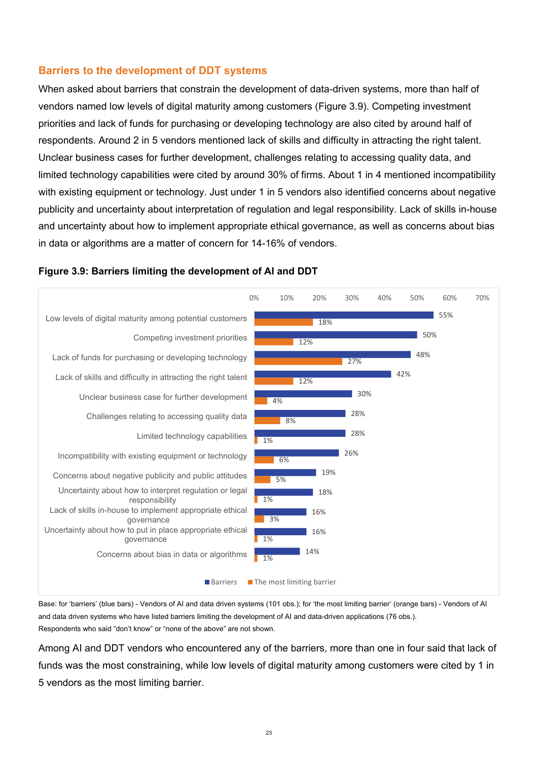## Barriers to the development of DDT systems

When asked about barriers that constrain the development of data-driven systems, more than half of vendors named low levels of digital maturity among customers (Figure 3.9). Competing investment priorities and lack of funds for purchasing or developing technology are also cited by around half of respondents. Around 2 in 5 vendors mentioned lack of skills and difficulty in attracting the right talent. Unclear business cases for further development, challenges relating to accessing quality data, and limited technology capabilities were cited by around 30% of firms. About 1 in 4 mentioned incompatibility with existing equipment or technology. Just under 1 in 5 vendors also identified concerns about negative publicity and uncertainty about interpretation of regulation and legal responsibility. Lack of skills in-house and uncertainty about how to implement appropriate ethical governance, as well as concerns about bias in data or algorithms are a matter of concern for 14-16% of vendors.

**Figure 3.9: Barriers limiting the development of AI and DDT**

| Barrier | Barriers | The most limiting barrier |
|---|---|---|
| Low levels of digital maturity among potential customers | 55% | 18% |
| Competing investment priorities | 50% | 12% |
| Lack of funds for purchasing or developing technology | 48% | 27% |
| Lack of skills and difficulty in attracting the right talent | 42% | 12% |
| Unclear business case for further development | 30% | 4% |
| Challenges relating to accessing quality data | 28% | 8% |
| Limited technology capabilities | 28% | 1% |
| Incompatibility with existing equipment or technology | 26% | 6% |
| Concerns about negative publicity and public attitudes | 19% | 5% |
| Uncertainty about how to interpret regulation or legal responsibility | 18% | 1% |
| Lack of skills in-house to implement appropriate ethical governance | 16% | 3% |
| Uncertainty about how to put in place appropriate ethical governance | 16% | 1% |
| Concerns about bias in data or algorithms | 14% | 1% |

Base: for 'barriers' (blue bars) - Vendors of AI and data driven systems (101 obs.); for 'the most limiting barrier' (orange bars) - Vendors of AI and data driven systems who have listed barriers limiting the development of AI and data-driven applications (76 obs.).
Respondents who said "don't know" or "none of the above" are not shown.

Among AI and DDT vendors who encountered any of the barriers, more than one in four said that lack of funds was the most constraining, while low levels of digital maturity among customers were cited by 1 in 5 vendors as the most limiting barrier.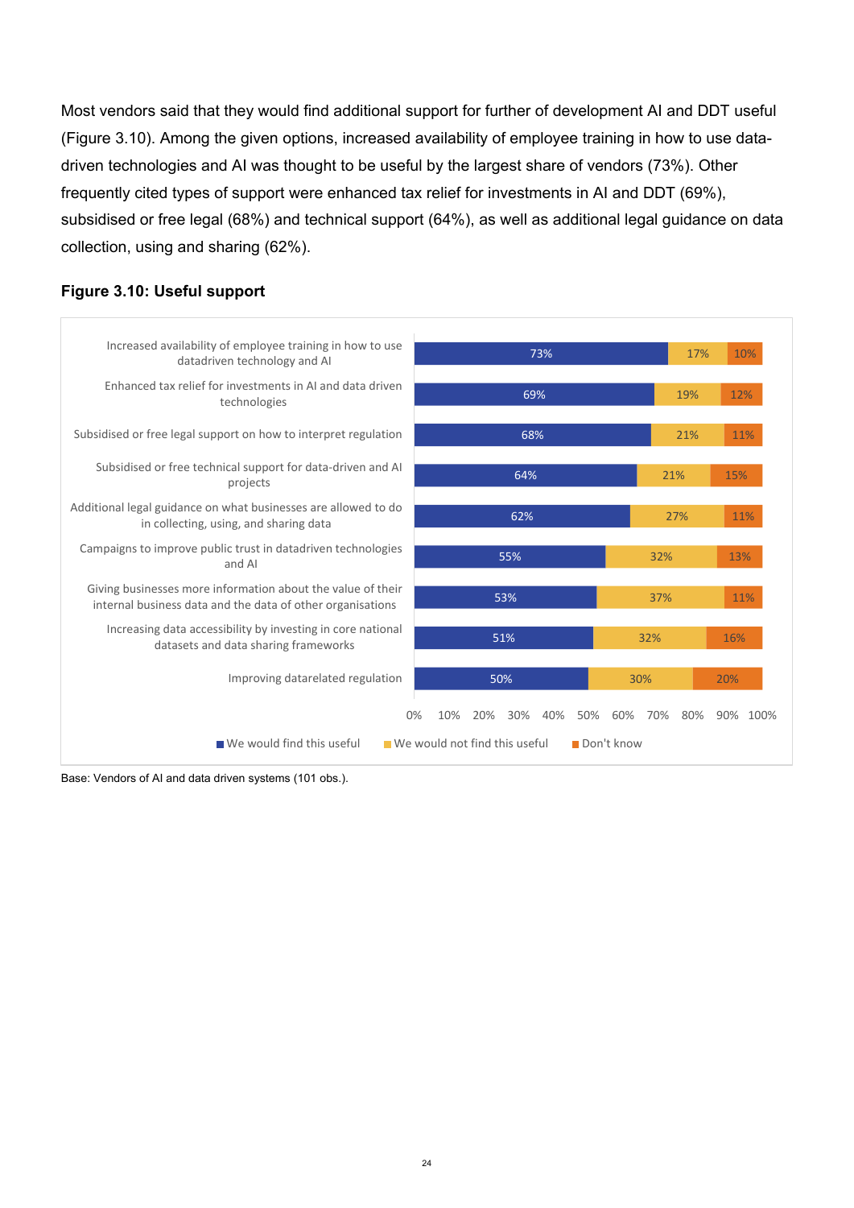Most vendors said that they would find additional support for further of development AI and DDT useful (Figure 3.10). Among the given options, increased availability of employee training in how to use data-driven technologies and AI was thought to be useful by the largest share of vendors (73%). Other frequently cited types of support were enhanced tax relief for investments in AI and DDT (69%), subsidised or free legal (68%) and technical support (64%), as well as additional legal guidance on data collection, using and sharing (62%).

**Figure 3.10: Useful support**

| | We would find this useful | We would not find this useful | Don't know |
|---|---|---|---|
| Increased availability of employee training in how to use datadriven technology and AI | 73% | 17% | 10% |
| Enhanced tax relief for investments in AI and data driven technologies | 69% | 19% | 12% |
| Subsidised or free legal support on how to interpret regulation | 68% | 21% | 11% |
| Subsidised or free technical support for data-driven and AI projects | 64% | 21% | 15% |
| Additional legal guidance on what businesses are allowed to do in collecting, using, and sharing data | 62% | 27% | 11% |
| Campaigns to improve public trust in datadriven technologies and AI | 55% | 32% | 13% |
| Giving businesses more information about the value of their internal business data and the data of other organisations | 53% | 37% | 11% |
| Increasing data accessibility by investing in core national datasets and data sharing frameworks | 51% | 32% | 16% |
| Improving datarelated regulation | 50% | 30% | 20% |

Base: Vendors of AI and data driven systems (101 obs.).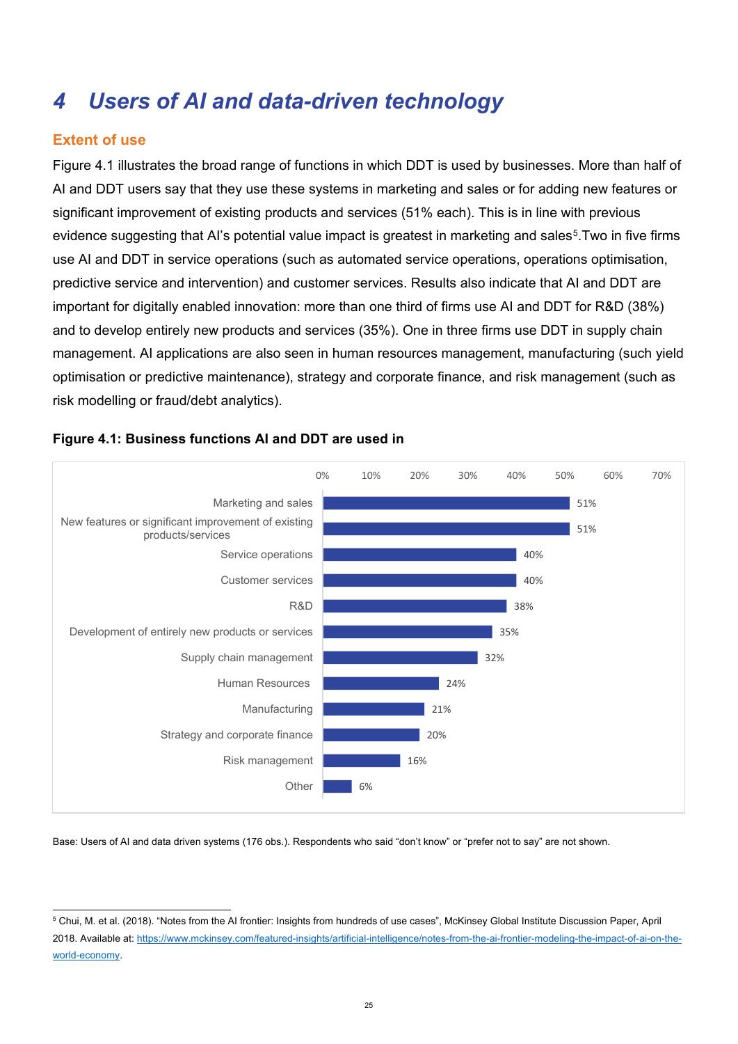# 4 Users of AI and data-driven technology

## Extent of use

Figure 4.1 illustrates the broad range of functions in which DDT is used by businesses. More than half of AI and DDT users say that they use these systems in marketing and sales or for adding new features or significant improvement of existing products and services (51% each). This is in line with previous evidence suggesting that AI's potential value impact is greatest in marketing and sales[5].Two in five firms use AI and DDT in service operations (such as automated service operations, operations optimisation, predictive service and intervention) and customer services. Results also indicate that AI and DDT are important for digitally enabled innovation: more than one third of firms use AI and DDT for R&D (38%) and to develop entirely new products and services (35%). One in three firms use DDT in supply chain management. AI applications are also seen in human resources management, manufacturing (such yield optimisation or predictive maintenance), strategy and corporate finance, and risk management (such as risk modelling or fraud/debt analytics).

**Figure 4.1: Business functions AI and DDT are used in**

| Business function | Share |
|---|---|
| Marketing and sales | 51% |
| New features or significant improvement of existing products/services | 51% |
| Service operations | 40% |
| Customer services | 40% |
| R&D | 38% |
| Development of entirely new products or services | 35% |
| Supply chain management | 32% |
| Human Resources | 24% |
| Manufacturing | 21% |
| Strategy and corporate finance | 20% |
| Risk management | 16% |
| Other | 6% |

Base: Users of AI and data driven systems (176 obs.). Respondents who said "don't know" or "prefer not to say" are not shown.

[5] Chui, M. et al. (2018). "Notes from the AI frontier: Insights from hundreds of use cases", McKinsey Global Institute Discussion Paper, April 2018. Available at: https://www.mckinsey.com/featured-insights/artificial-intelligence/notes-from-the-ai-frontier-modeling-the-impact-of-ai-on-the-world-economy.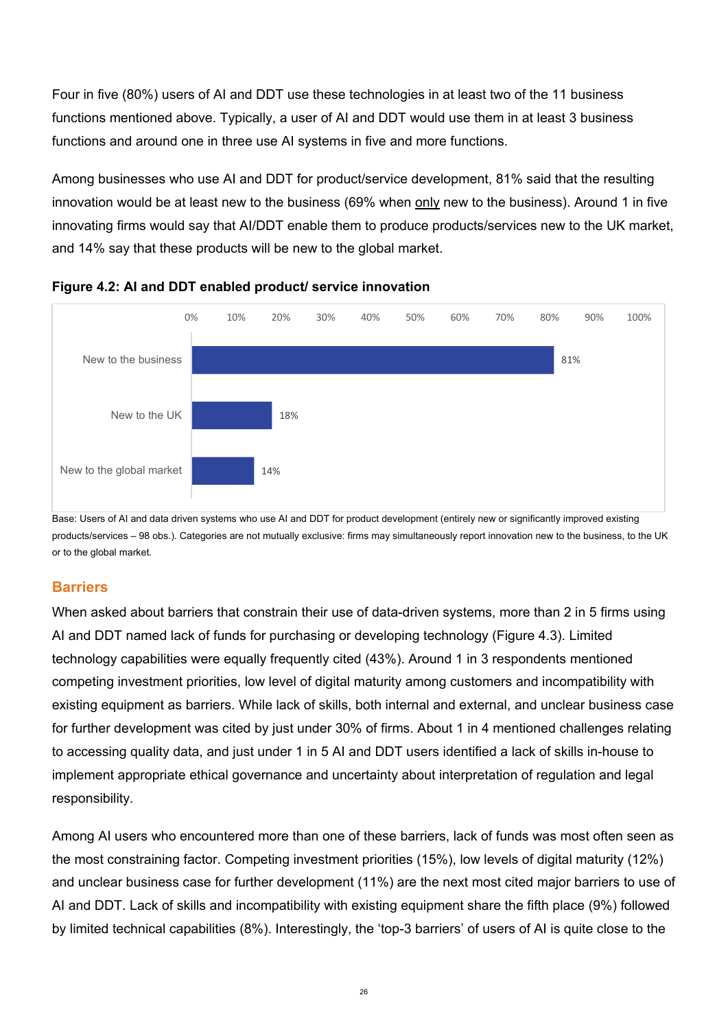Four in five (80%) users of AI and DDT use these technologies in at least two of the 11 business functions mentioned above. Typically, a user of AI and DDT would use them in at least 3 business functions and around one in three use AI systems in five and more functions.

Among businesses who use AI and DDT for product/service development, 81% said that the resulting innovation would be at least new to the business (69% when only new to the business). Around 1 in five innovating firms would say that AI/DDT enable them to produce products/services new to the UK market, and 14% say that these products will be new to the global market.

**Figure 4.2: AI and DDT enabled product/ service innovation**

| Category | Share |
|---|---|
| New to the business | 81% |
| New to the UK | 18% |
| New to the global market | 14% |

Base: Users of AI and data driven systems who use AI and DDT for product development (entirely new or significantly improved existing products/services – 98 obs.). Categories are not mutually exclusive: firms may simultaneously report innovation new to the business, to the UK or to the global market.

## Barriers

When asked about barriers that constrain their use of data-driven systems, more than 2 in 5 firms using AI and DDT named lack of funds for purchasing or developing technology (Figure 4.3). Limited technology capabilities were equally frequently cited (43%). Around 1 in 3 respondents mentioned competing investment priorities, low level of digital maturity among customers and incompatibility with existing equipment as barriers. While lack of skills, both internal and external, and unclear business case for further development was cited by just under 30% of firms. About 1 in 4 mentioned challenges relating to accessing quality data, and just under 1 in 5 AI and DDT users identified a lack of skills in-house to implement appropriate ethical governance and uncertainty about interpretation of regulation and legal responsibility.

Among AI users who encountered more than one of these barriers, lack of funds was most often seen as the most constraining factor. Competing investment priorities (15%), low levels of digital maturity (12%) and unclear business case for further development (11%) are the next most cited major barriers to use of AI and DDT. Lack of skills and incompatibility with existing equipment share the fifth place (9%) followed by limited technical capabilities (8%). Interestingly, the 'top-3 barriers' of users of AI is quite close to the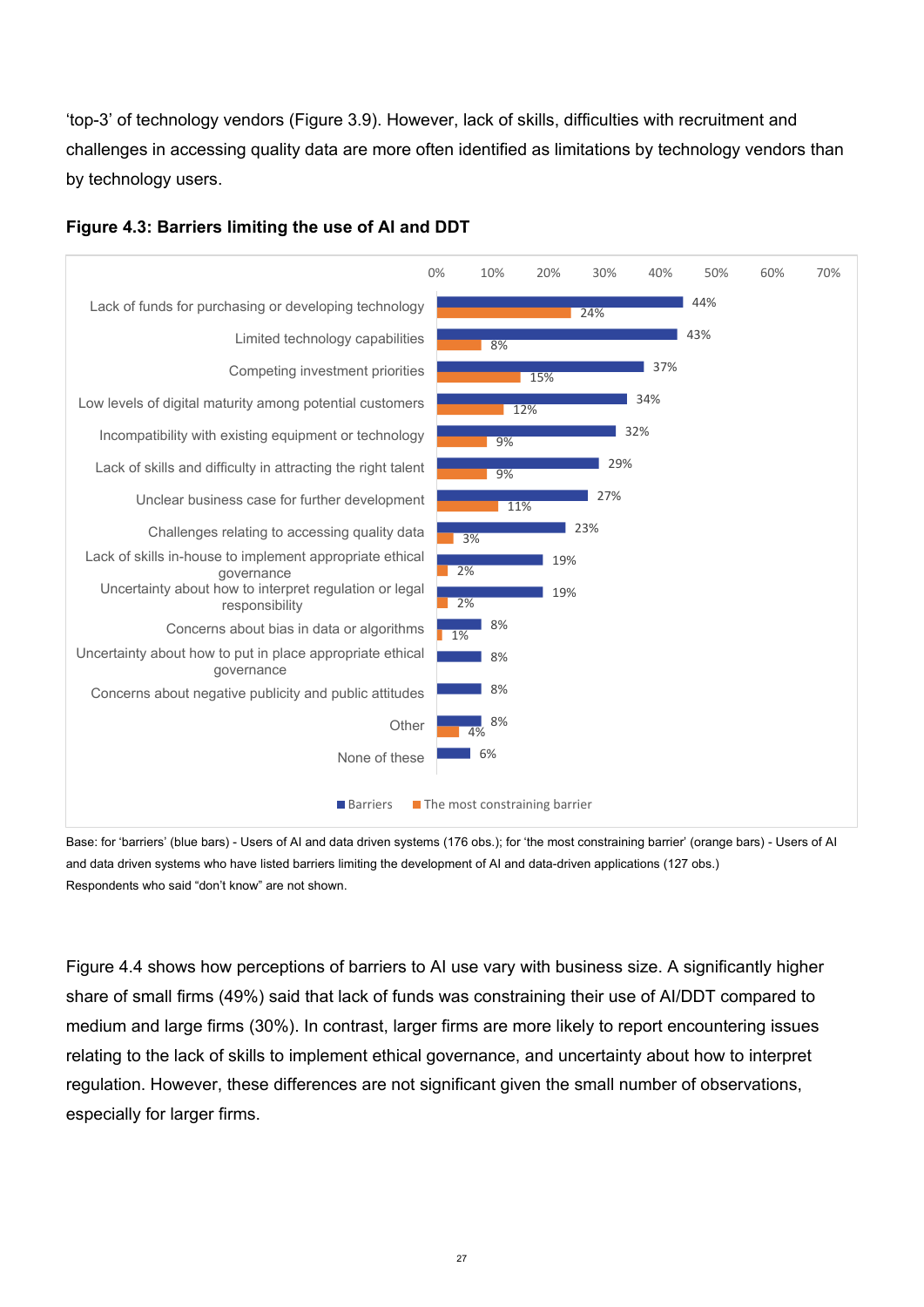'top-3' of technology vendors (Figure 3.9). However, lack of skills, difficulties with recruitment and challenges in accessing quality data are more often identified as limitations by technology vendors than by technology users.

**Figure 4.3: Barriers limiting the use of AI and DDT**

| | Barriers | The most constraining barrier |
|---|---|---|
| Lack of funds for purchasing or developing technology | 44% | 24% |
| Limited technology capabilities | 43% | 8% |
| Competing investment priorities | 37% | 15% |
| Low levels of digital maturity among potential customers | 34% | 12% |
| Incompatibility with existing equipment or technology | 32% | 9% |
| Lack of skills and difficulty in attracting the right talent | 29% | 9% |
| Unclear business case for further development | 27% | 11% |
| Challenges relating to accessing quality data | 23% | 3% |
| Lack of skills in-house to implement appropriate ethical governance | 19% | 2% |
| Uncertainty about how to interpret regulation or legal responsibility | 19% | 2% |
| Concerns about bias in data or algorithms | 8% | 1% |
| Uncertainty about how to put in place appropriate ethical governance | 8% | |
| Concerns about negative publicity and public attitudes | 8% | |
| Other | 8% | 4% |
| None of these | 6% | |

Base: for 'barriers' (blue bars) - Users of AI and data driven systems (176 obs.); for 'the most constraining barrier' (orange bars) - Users of AI and data driven systems who have listed barriers limiting the development of AI and data-driven applications (127 obs.)
Respondents who said "don't know" are not shown.

Figure 4.4 shows how perceptions of barriers to AI use vary with business size. A significantly higher share of small firms (49%) said that lack of funds was constraining their use of AI/DDT compared to medium and large firms (30%). In contrast, larger firms are more likely to report encountering issues relating to the lack of skills to implement ethical governance, and uncertainty about how to interpret regulation. However, these differences are not significant given the small number of observations, especially for larger firms.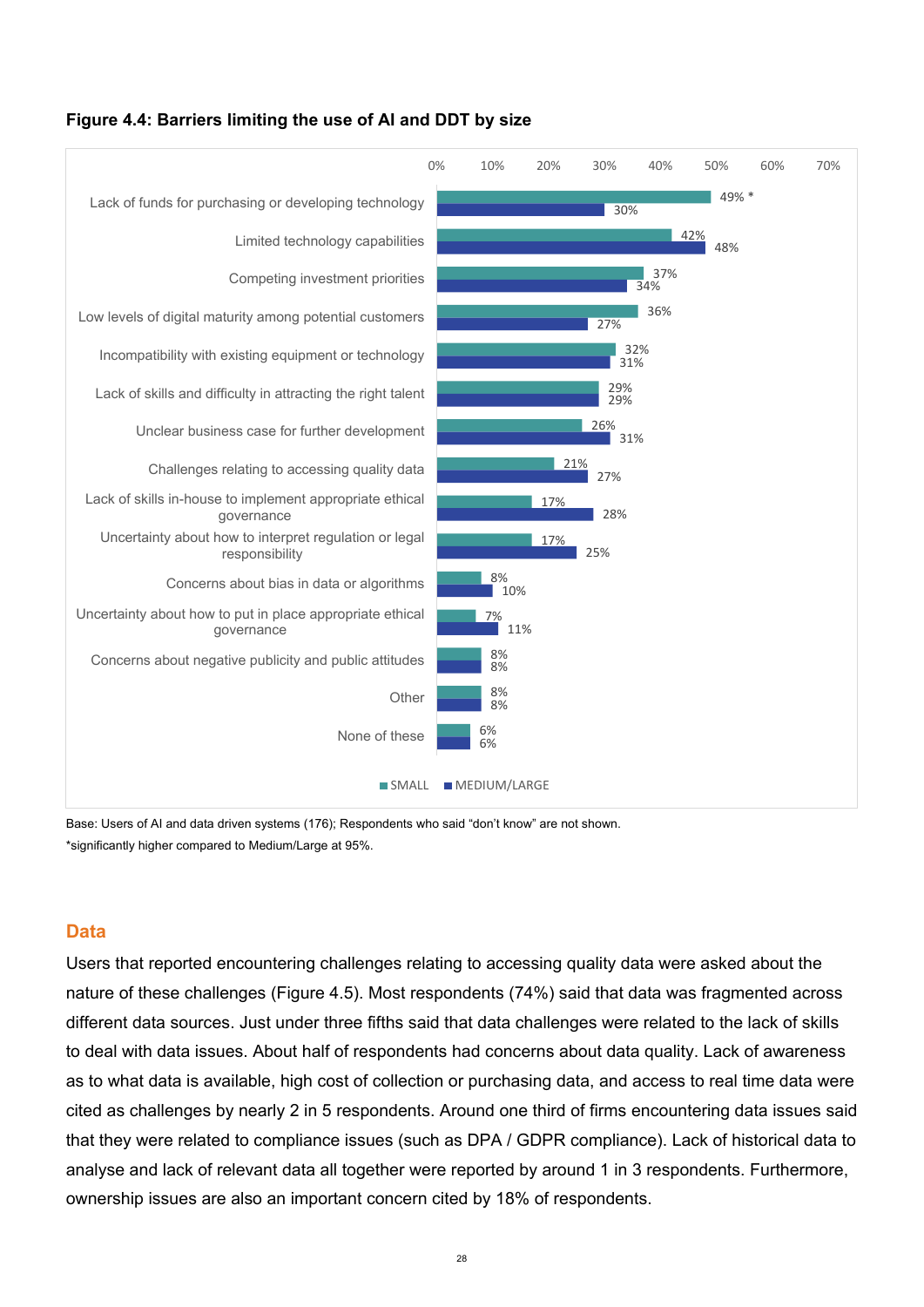**Figure 4.4: Barriers limiting the use of AI and DDT by size**

| Barrier | SMALL | MEDIUM/LARGE |
|---|---|---|
| Lack of funds for purchasing or developing technology | 49% * | 30% |
| Limited technology capabilities | 42% | 48% |
| Competing investment priorities | 37% | 34% |
| Low levels of digital maturity among potential customers | 36% | 27% |
| Incompatibility with existing equipment or technology | 32% | 31% |
| Lack of skills and difficulty in attracting the right talent | 29% | 29% |
| Unclear business case for further development | 26% | 31% |
| Challenges relating to accessing quality data | 21% | 27% |
| Lack of skills in-house to implement appropriate ethical governance | 17% | 28% |
| Uncertainty about how to interpret regulation or legal responsibility | 17% | 25% |
| Concerns about bias in data or algorithms | 8% | 10% |
| Uncertainty about how to put in place appropriate ethical governance | 7% | 11% |
| Concerns about negative publicity and public attitudes | 8% | 8% |
| Other | 8% | 8% |
| None of these | 6% | 6% |

Base: Users of AI and data driven systems (176); Respondents who said "don't know" are not shown.
*significantly higher compared to Medium/Large at 95%.

## Data

Users that reported encountering challenges relating to accessing quality data were asked about the nature of these challenges (Figure 4.5). Most respondents (74%) said that data was fragmented across different data sources. Just under three fifths said that data challenges were related to the lack of skills to deal with data issues. About half of respondents had concerns about data quality. Lack of awareness as to what data is available, high cost of collection or purchasing data, and access to real time data were cited as challenges by nearly 2 in 5 respondents. Around one third of firms encountering data issues said that they were related to compliance issues (such as DPA / GDPR compliance). Lack of historical data to analyse and lack of relevant data all together were reported by around 1 in 3 respondents. Furthermore, ownership issues are also an important concern cited by 18% of respondents.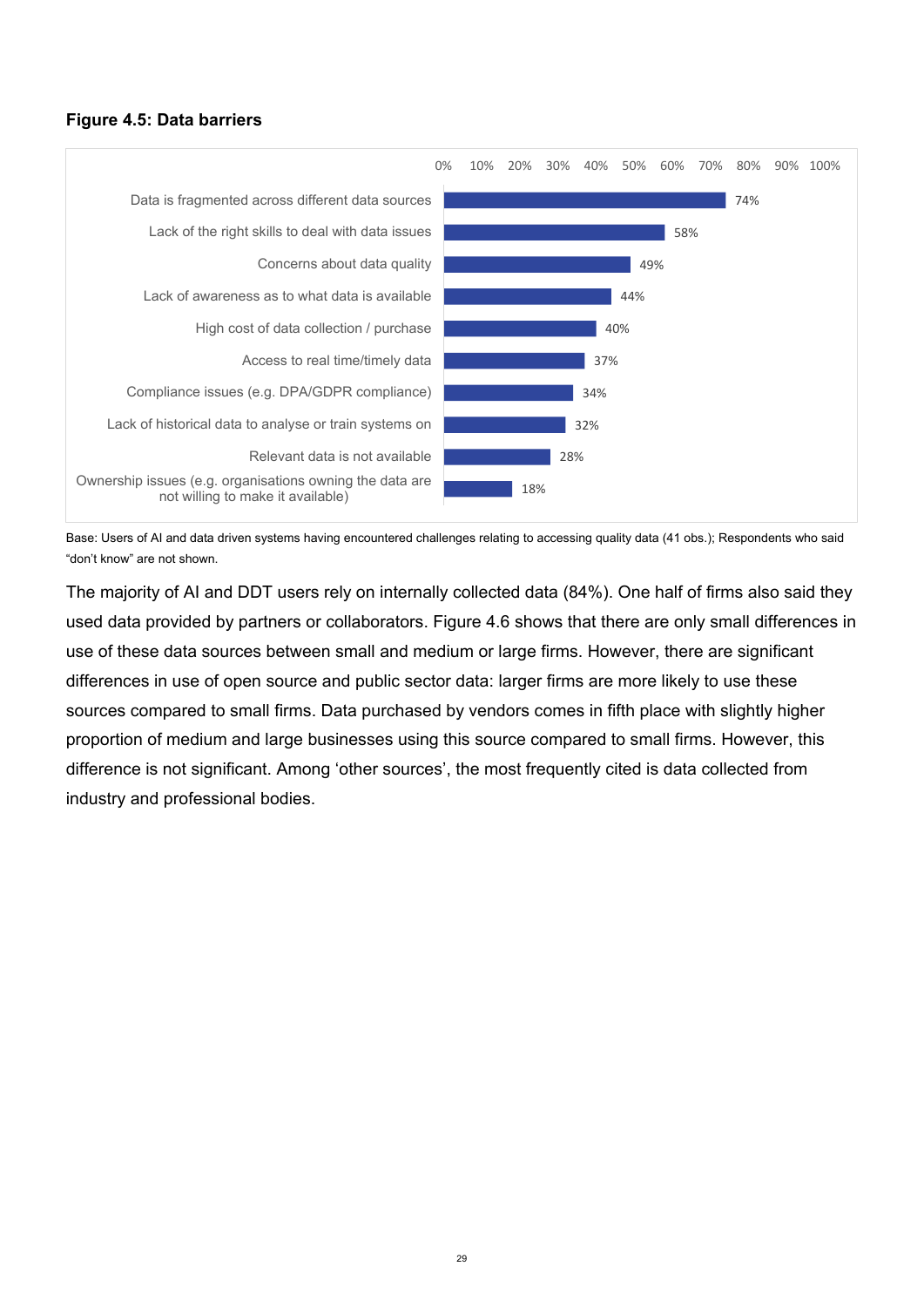**Figure 4.5: Data barriers**

| Data barrier | % |
|---|---|
| Data is fragmented across different data sources | 74% |
| Lack of the right skills to deal with data issues | 58% |
| Concerns about data quality | 49% |
| Lack of awareness as to what data is available | 44% |
| High cost of data collection / purchase | 40% |
| Access to real time/timely data | 37% |
| Compliance issues (e.g. DPA/GDPR compliance) | 34% |
| Lack of historical data to analyse or train systems on | 32% |
| Relevant data is not available | 28% |
| Ownership issues (e.g. organisations owning the data are not willing to make it available) | 18% |

Base: Users of AI and data driven systems having encountered challenges relating to accessing quality data (41 obs.); Respondents who said "don't know" are not shown.

The majority of AI and DDT users rely on internally collected data (84%). One half of firms also said they used data provided by partners or collaborators. Figure 4.6 shows that there are only small differences in use of these data sources between small and medium or large firms. However, there are significant differences in use of open source and public sector data: larger firms are more likely to use these sources compared to small firms. Data purchased by vendors comes in fifth place with slightly higher proportion of medium and large businesses using this source compared to small firms. However, this difference is not significant. Among 'other sources', the most frequently cited is data collected from industry and professional bodies.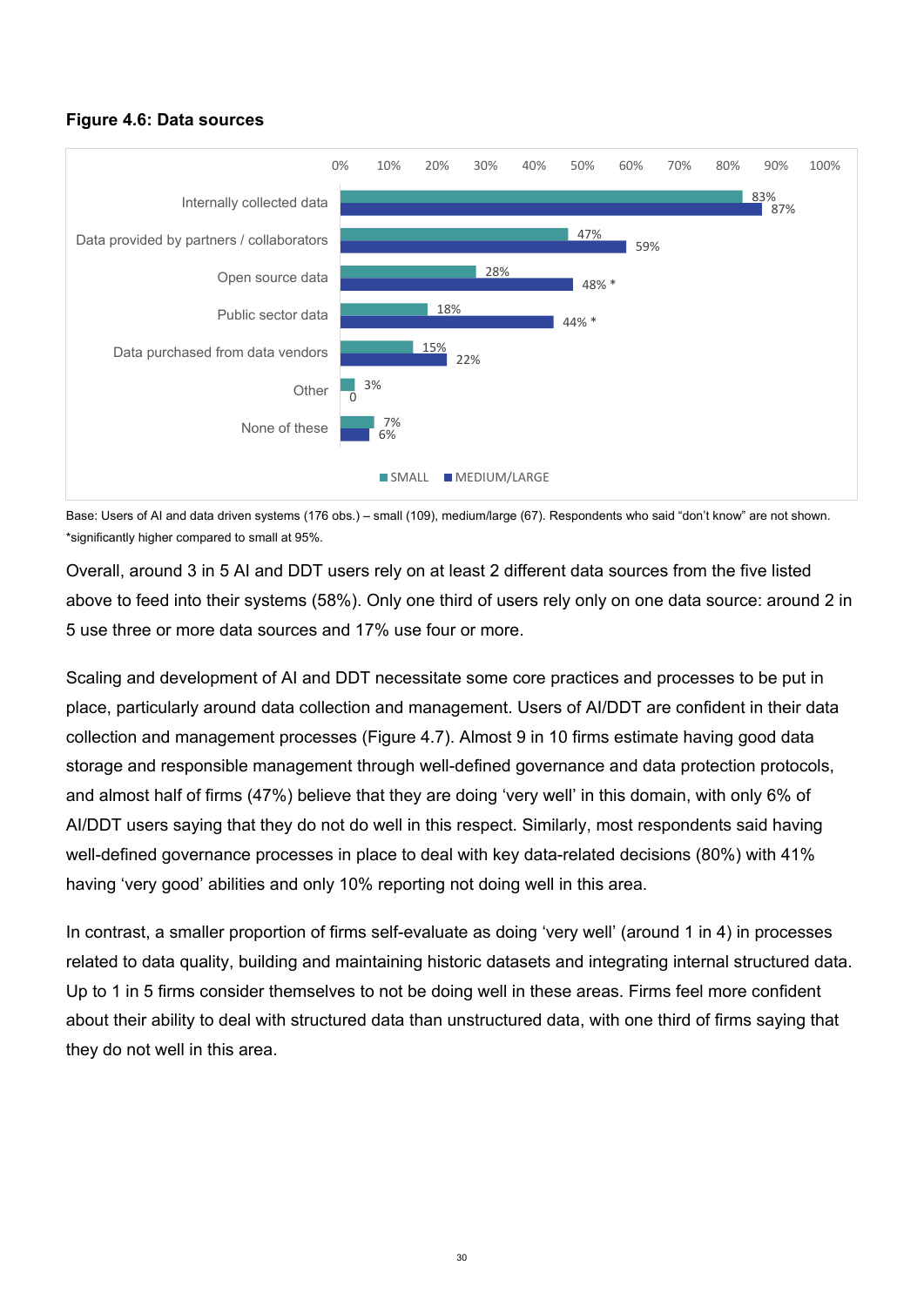**Figure 4.6: Data sources**

| | SMALL | MEDIUM/LARGE |
|---|---|---|
| Internally collected data | 83% | 87% |
| Data provided by partners / collaborators | 47% | 59% |
| Open source data | 28% | 48% * |
| Public sector data | 18% | 44% * |
| Data purchased from data vendors | 15% | 22% |
| Other | 3% | 0 |
| None of these | 7% | 6% |

Base: Users of AI and data driven systems (176 obs.) – small (109), medium/large (67). Respondents who said “don't know” are not shown. *significantly higher compared to small at 95%.

Overall, around 3 in 5 AI and DDT users rely on at least 2 different data sources from the five listed above to feed into their systems (58%). Only one third of users rely only on one data source: around 2 in 5 use three or more data sources and 17% use four or more.

Scaling and development of AI and DDT necessitate some core practices and processes to be put in place, particularly around data collection and management. Users of AI/DDT are confident in their data collection and management processes (Figure 4.7). Almost 9 in 10 firms estimate having good data storage and responsible management through well-defined governance and data protection protocols, and almost half of firms (47%) believe that they are doing ‘very well’ in this domain, with only 6% of AI/DDT users saying that they do not do well in this respect. Similarly, most respondents said having well-defined governance processes in place to deal with key data-related decisions (80%) with 41% having ‘very good’ abilities and only 10% reporting not doing well in this area.

In contrast, a smaller proportion of firms self-evaluate as doing ‘very well’ (around 1 in 4) in processes related to data quality, building and maintaining historic datasets and integrating internal structured data. Up to 1 in 5 firms consider themselves to not be doing well in these areas. Firms feel more confident about their ability to deal with structured data than unstructured data, with one third of firms saying that they do not well in this area.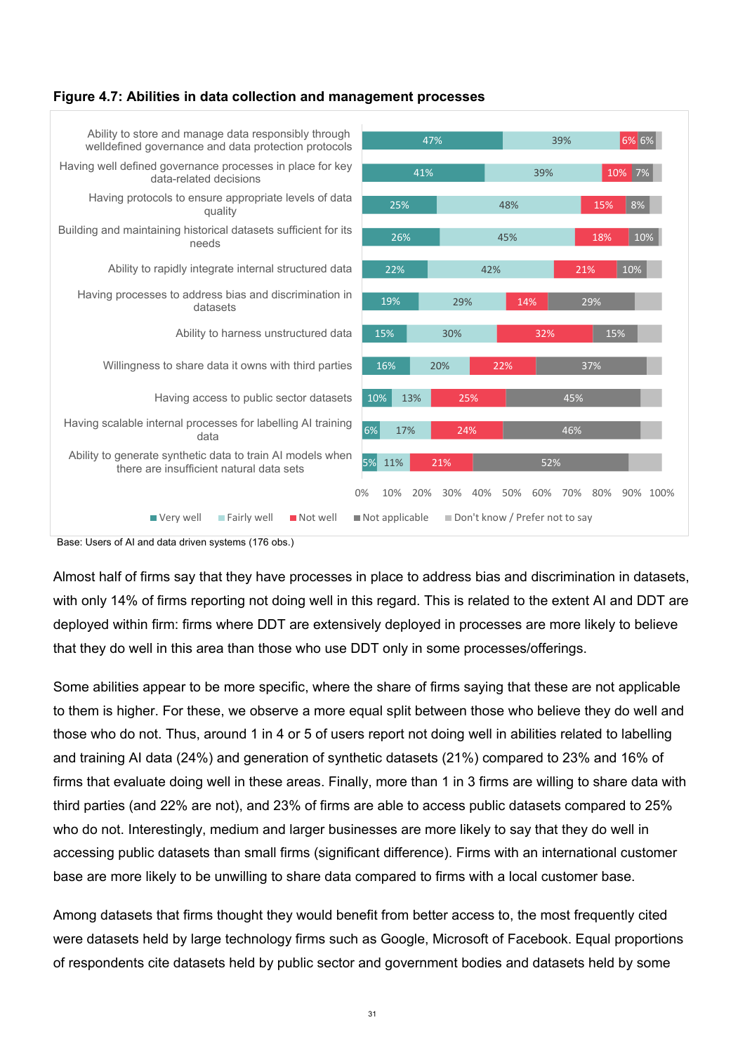**Figure 4.7: Abilities in data collection and management processes**

| | Very well | Fairly well | Not well | Not applicable | Don't know / Prefer not to say |
|---|---|---|---|---|---|
| Ability to store and manage data responsibly through welldefined governance and data protection protocols | 47% | 39% | 6% | 6% | |
| Having well defined governance processes in place for key data-related decisions | 41% | 39% | 10% | 7% | |
| Having protocols to ensure appropriate levels of data quality | 25% | 48% | 15% | 8% | |
| Building and maintaining historical datasets sufficient for its needs | 26% | 45% | 18% | 10% | |
| Ability to rapidly integrate internal structured data | 22% | 42% | 21% | 10% | |
| Having processes to address bias and discrimination in datasets | 19% | 29% | 14% | 29% | |
| Ability to harness unstructured data | 15% | 30% | 32% | 15% | |
| Willingness to share data it owns with third parties | 16% | 20% | 22% | 37% | |
| Having access to public sector datasets | 10% | 13% | 25% | 45% | |
| Having scalable internal processes for labelling AI training data | 6% | 17% | 24% | 46% | |
| Ability to generate synthetic data to train AI models when there are insufficient natural data sets | 5% | 11% | 21% | 52% | |

Base: Users of AI and data driven systems (176 obs.)

Almost half of firms say that they have processes in place to address bias and discrimination in datasets, with only 14% of firms reporting not doing well in this regard. This is related to the extent AI and DDT are deployed within firm: firms where DDT are extensively deployed in processes are more likely to believe that they do well in this area than those who use DDT only in some processes/offerings.

Some abilities appear to be more specific, where the share of firms saying that these are not applicable to them is higher. For these, we observe a more equal split between those who believe they do well and those who do not. Thus, around 1 in 4 or 5 of users report not doing well in abilities related to labelling and training AI data (24%) and generation of synthetic datasets (21%) compared to 23% and 16% of firms that evaluate doing well in these areas. Finally, more than 1 in 3 firms are willing to share data with third parties (and 22% are not), and 23% of firms are able to access public datasets compared to 25% who do not. Interestingly, medium and larger businesses are more likely to say that they do well in accessing public datasets than small firms (significant difference). Firms with an international customer base are more likely to be unwilling to share data compared to firms with a local customer base.

Among datasets that firms thought they would benefit from better access to, the most frequently cited were datasets held by large technology firms such as Google, Microsoft of Facebook. Equal proportions of respondents cite datasets held by public sector and government bodies and datasets held by some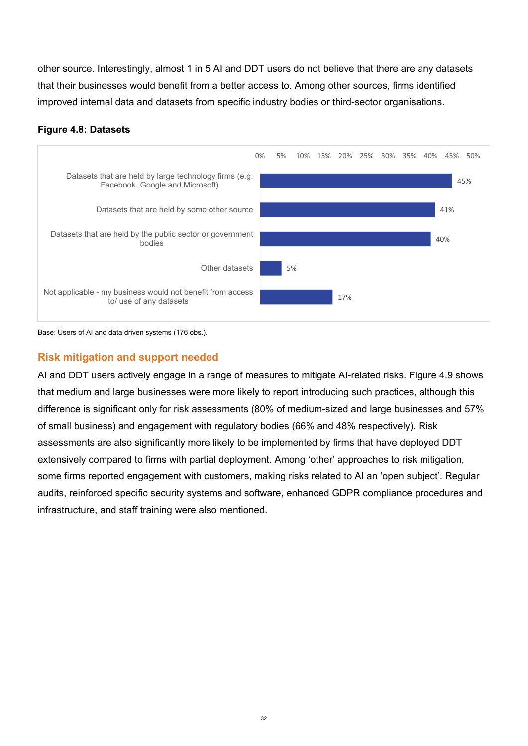other source. Interestingly, almost 1 in 5 AI and DDT users do not believe that there are any datasets that their businesses would benefit from a better access to. Among other sources, firms identified improved internal data and datasets from specific industry bodies or third-sector organisations.

**Figure 4.8: Datasets**

| Dataset | % |
|---|---|
| Datasets that are held by large technology firms (e.g. Facebook, Google and Microsoft) | 45% |
| Datasets that are held by some other source | 41% |
| Datasets that are held by the public sector or government bodies | 40% |
| Other datasets | 5% |
| Not applicable - my business would not benefit from access to/ use of any datasets | 17% |

Base: Users of AI and data driven systems (176 obs.).

## Risk mitigation and support needed

AI and DDT users actively engage in a range of measures to mitigate AI-related risks. Figure 4.9 shows that medium and large businesses were more likely to report introducing such practices, although this difference is significant only for risk assessments (80% of medium-sized and large businesses and 57% of small business) and engagement with regulatory bodies (66% and 48% respectively). Risk assessments are also significantly more likely to be implemented by firms that have deployed DDT extensively compared to firms with partial deployment. Among 'other' approaches to risk mitigation, some firms reported engagement with customers, making risks related to AI an 'open subject'. Regular audits, reinforced specific security systems and software, enhanced GDPR compliance procedures and infrastructure, and staff training were also mentioned.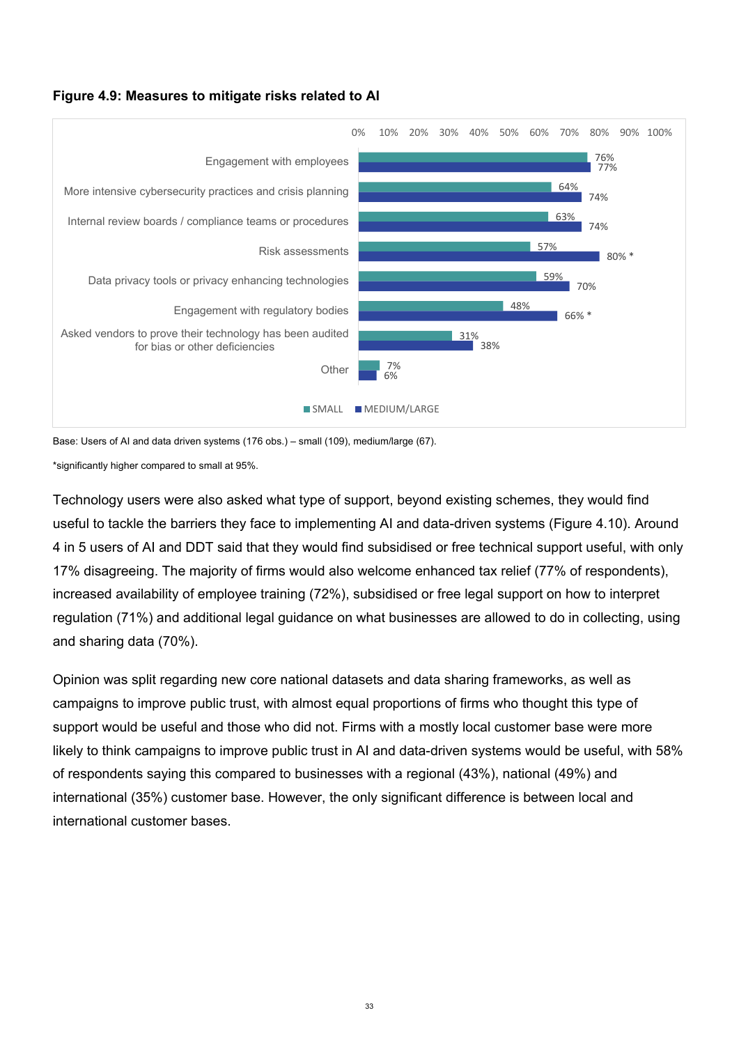**Figure 4.9: Measures to mitigate risks related to AI**

| Measure | SMALL | MEDIUM/LARGE |
| --- | --- | --- |
| Engagement with employees | 76% | 77% |
| More intensive cybersecurity practices and crisis planning | 64% | 74% |
| Internal review boards / compliance teams or procedures | 63% | 74% |
| Risk assessments | 57% | 80% * |
| Data privacy tools or privacy enhancing technologies | 59% | 70% |
| Engagement with regulatory bodies | 48% | 66% * |
| Asked vendors to prove their technology has been audited for bias or other deficiencies | 31% | 38% |
| Other | 7% | 6% |

Base: Users of AI and data driven systems (176 obs.) – small (109), medium/large (67).

*significantly higher compared to small at 95%.

Technology users were also asked what type of support, beyond existing schemes, they would find useful to tackle the barriers they face to implementing AI and data-driven systems (Figure 4.10). Around 4 in 5 users of AI and DDT said that they would find subsidised or free technical support useful, with only 17% disagreeing. The majority of firms would also welcome enhanced tax relief (77% of respondents), increased availability of employee training (72%), subsidised or free legal support on how to interpret regulation (71%) and additional legal guidance on what businesses are allowed to do in collecting, using and sharing data (70%).

Opinion was split regarding new core national datasets and data sharing frameworks, as well as campaigns to improve public trust, with almost equal proportions of firms who thought this type of support would be useful and those who did not. Firms with a mostly local customer base were more likely to think campaigns to improve public trust in AI and data-driven systems would be useful, with 58% of respondents saying this compared to businesses with a regional (43%), national (49%) and international (35%) customer base. However, the only significant difference is between local and international customer bases.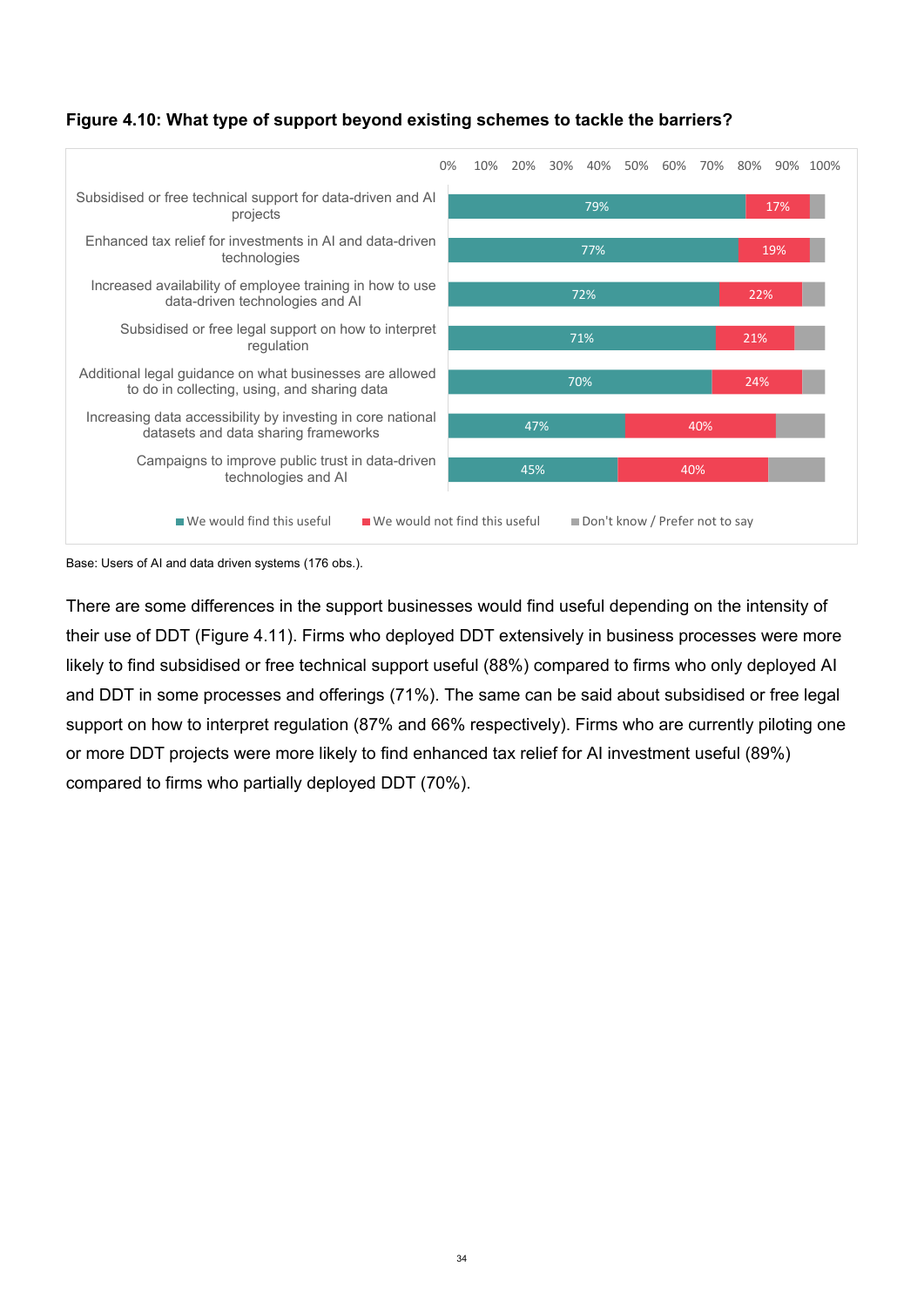**Figure 4.10: What type of support beyond existing schemes to tackle the barriers?**

| | We would find this useful | We would not find this useful | Don't know / Prefer not to say |
|---|---|---|---|
| Subsidised or free technical support for data-driven and AI projects | 79% | 17% | |
| Enhanced tax relief for investments in AI and data-driven technologies | 77% | 19% | |
| Increased availability of employee training in how to use data-driven technologies and AI | 72% | 22% | |
| Subsidised or free legal support on how to interpret regulation | 71% | 21% | |
| Additional legal guidance on what businesses are allowed to do in collecting, using, and sharing data | 70% | 24% | |
| Increasing data accessibility by investing in core national datasets and data sharing frameworks | 47% | 40% | |
| Campaigns to improve public trust in data-driven technologies and AI | 45% | 40% | |

Base: Users of AI and data driven systems (176 obs.).

There are some differences in the support businesses would find useful depending on the intensity of their use of DDT (Figure 4.11). Firms who deployed DDT extensively in business processes were more likely to find subsidised or free technical support useful (88%) compared to firms who only deployed AI and DDT in some processes and offerings (71%). The same can be said about subsidised or free legal support on how to interpret regulation (87% and 66% respectively). Firms who are currently piloting one or more DDT projects were more likely to find enhanced tax relief for AI investment useful (89%) compared to firms who partially deployed DDT (70%).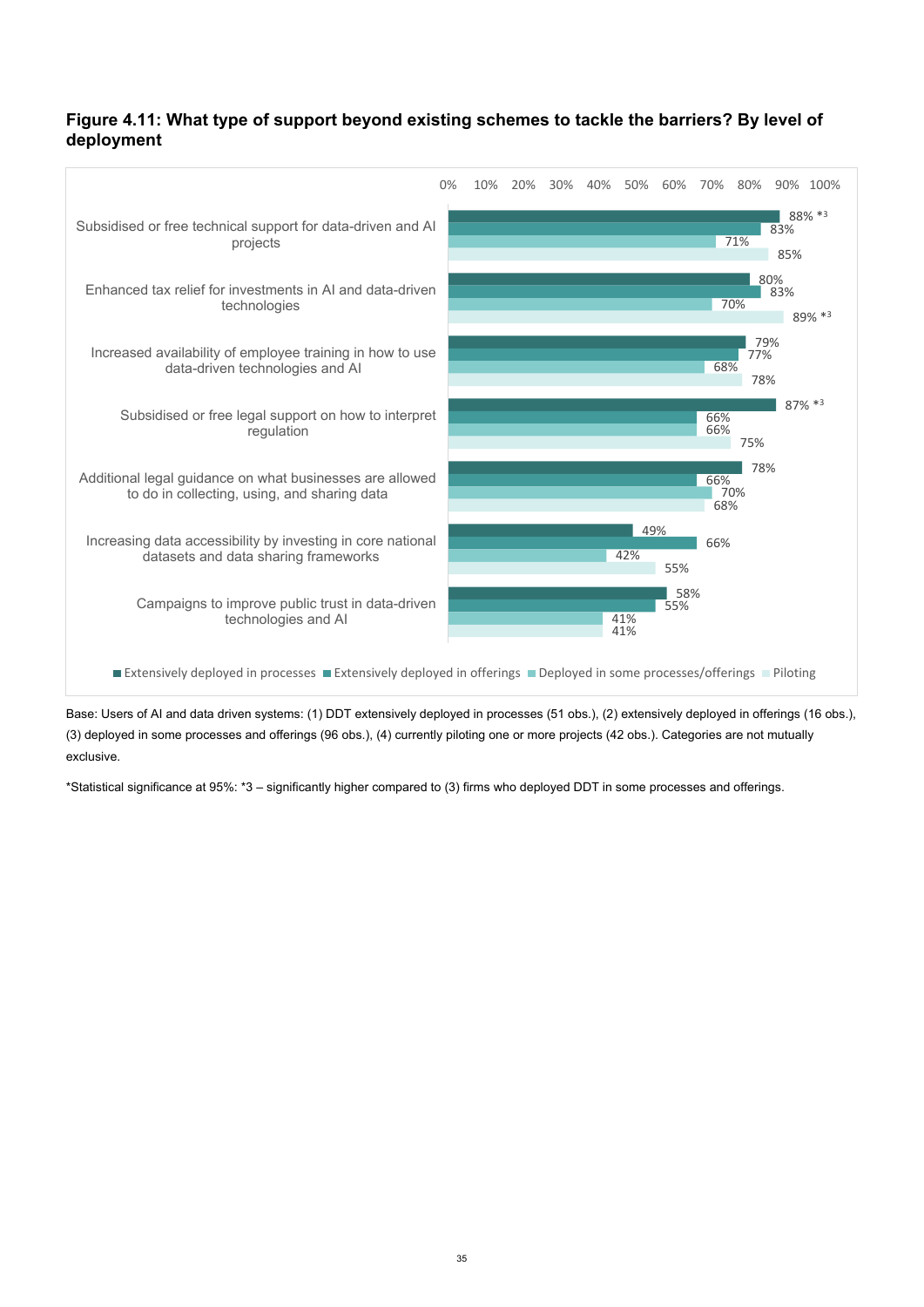**Figure 4.11: What type of support beyond existing schemes to tackle the barriers? By level of deployment**

| Support type | Extensively deployed in processes | Extensively deployed in offerings | Deployed in some processes/offerings | Piloting |
|---|---|---|---|---|
| Subsidised or free technical support for data-driven and AI projects | 88% *3 | 83% | 71% | 85% |
| Enhanced tax relief for investments in AI and data-driven technologies | 80% | 83% | 70% | 89% *3 |
| Increased availability of employee training in how to use data-driven technologies and AI | 79% | 77% | 68% | 78% |
| Subsidised or free legal support on how to interpret regulation | 87% *3 | 66% | 66% | 75% |
| Additional legal guidance on what businesses are allowed to do in collecting, using, and sharing data | 78% | 66% | 70% | 68% |
| Increasing data accessibility by investing in core national datasets and data sharing frameworks | 49% | 66% | 42% | 55% |
| Campaigns to improve public trust in data-driven technologies and AI | 58% | 55% | 41% | 41% |

Base: Users of AI and data driven systems: (1) DDT extensively deployed in processes (51 obs.), (2) extensively deployed in offerings (16 obs.), (3) deployed in some processes and offerings (96 obs.), (4) currently piloting one or more projects (42 obs.). Categories are not mutually exclusive.

*Statistical significance at 95%: *3 – significantly higher compared to (3) firms who deployed DDT in some processes and offerings.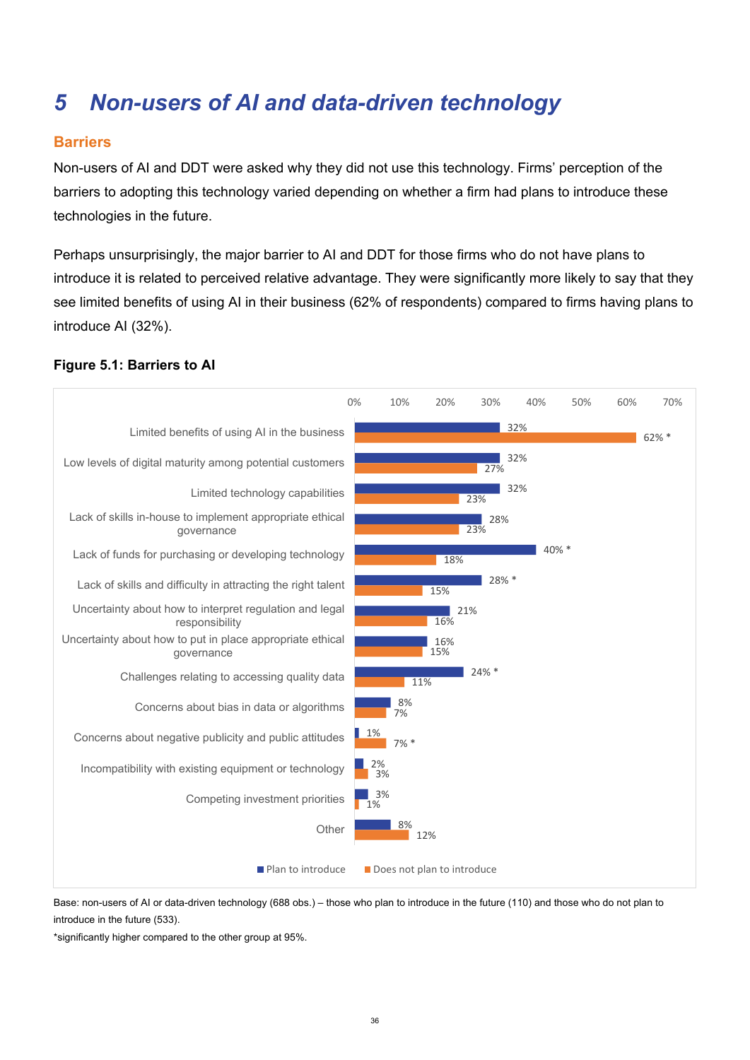# 5 Non-users of AI and data-driven technology

## Barriers

Non-users of AI and DDT were asked why they did not use this technology. Firms' perception of the barriers to adopting this technology varied depending on whether a firm had plans to introduce these technologies in the future.

Perhaps unsurprisingly, the major barrier to AI and DDT for those firms who do not have plans to introduce it is related to perceived relative advantage. They were significantly more likely to say that they see limited benefits of using AI in their business (62% of respondents) compared to firms having plans to introduce AI (32%).

**Figure 5.1: Barriers to AI**

| Barrier | Plan to introduce | Does not plan to introduce |
|---|---|---|
| Limited benefits of using AI in the business | 32% | 62% * |
| Low levels of digital maturity among potential customers | 32% | 27% |
| Limited technology capabilities | 32% | 23% |
| Lack of skills in-house to implement appropriate ethical governance | 28% | 23% |
| Lack of funds for purchasing or developing technology | 40% * | 18% |
| Lack of skills and difficulty in attracting the right talent | 28% * | 15% |
| Uncertainty about how to interpret regulation and legal responsibility | 21% | 16% |
| Uncertainty about how to put in place appropriate ethical governance | 16% | 15% |
| Challenges relating to accessing quality data | 24% * | 11% |
| Concerns about bias in data or algorithms | 8% | 7% |
| Concerns about negative publicity and public attitudes | 1% | 7% * |
| Incompatibility with existing equipment or technology | 2% | 3% |
| Competing investment priorities | 3% | 1% |
| Other | 8% | 12% |

Base: non-users of AI or data-driven technology (688 obs.) – those who plan to introduce in the future (110) and those who do not plan to introduce in the future (533).

*significantly higher compared to the other group at 95%.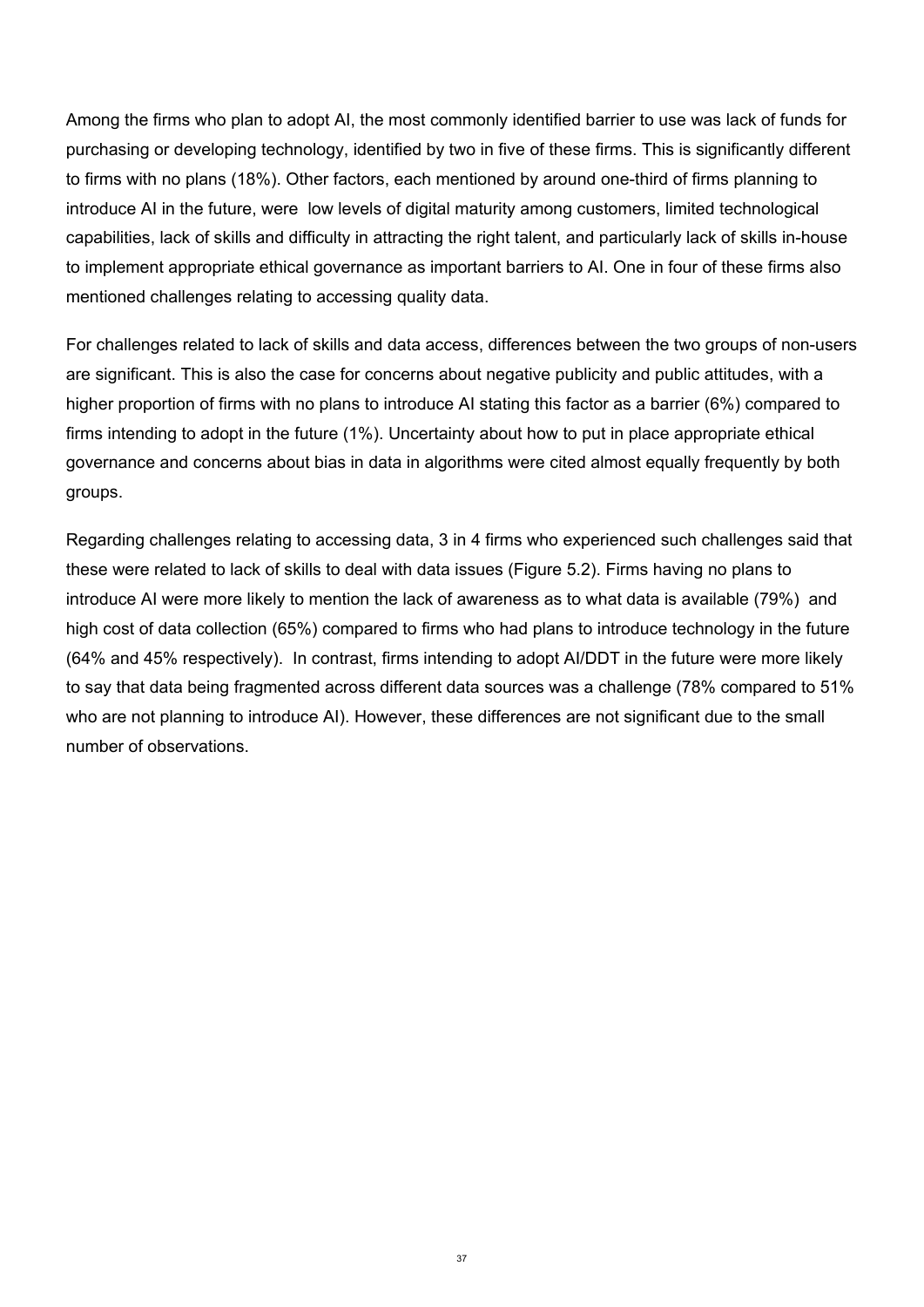Among the firms who plan to adopt AI, the most commonly identified barrier to use was lack of funds for purchasing or developing technology, identified by two in five of these firms. This is significantly different to firms with no plans (18%). Other factors, each mentioned by around one-third of firms planning to introduce AI in the future, were low levels of digital maturity among customers, limited technological capabilities, lack of skills and difficulty in attracting the right talent, and particularly lack of skills in-house to implement appropriate ethical governance as important barriers to AI. One in four of these firms also mentioned challenges relating to accessing quality data.

For challenges related to lack of skills and data access, differences between the two groups of non-users are significant. This is also the case for concerns about negative publicity and public attitudes, with a higher proportion of firms with no plans to introduce AI stating this factor as a barrier (6%) compared to firms intending to adopt in the future (1%). Uncertainty about how to put in place appropriate ethical governance and concerns about bias in data in algorithms were cited almost equally frequently by both groups.

Regarding challenges relating to accessing data, 3 in 4 firms who experienced such challenges said that these were related to lack of skills to deal with data issues (Figure 5.2). Firms having no plans to introduce AI were more likely to mention the lack of awareness as to what data is available (79%) and high cost of data collection (65%) compared to firms who had plans to introduce technology in the future (64% and 45% respectively). In contrast, firms intending to adopt AI/DDT in the future were more likely to say that data being fragmented across different data sources was a challenge (78% compared to 51% who are not planning to introduce AI). However, these differences are not significant due to the small number of observations.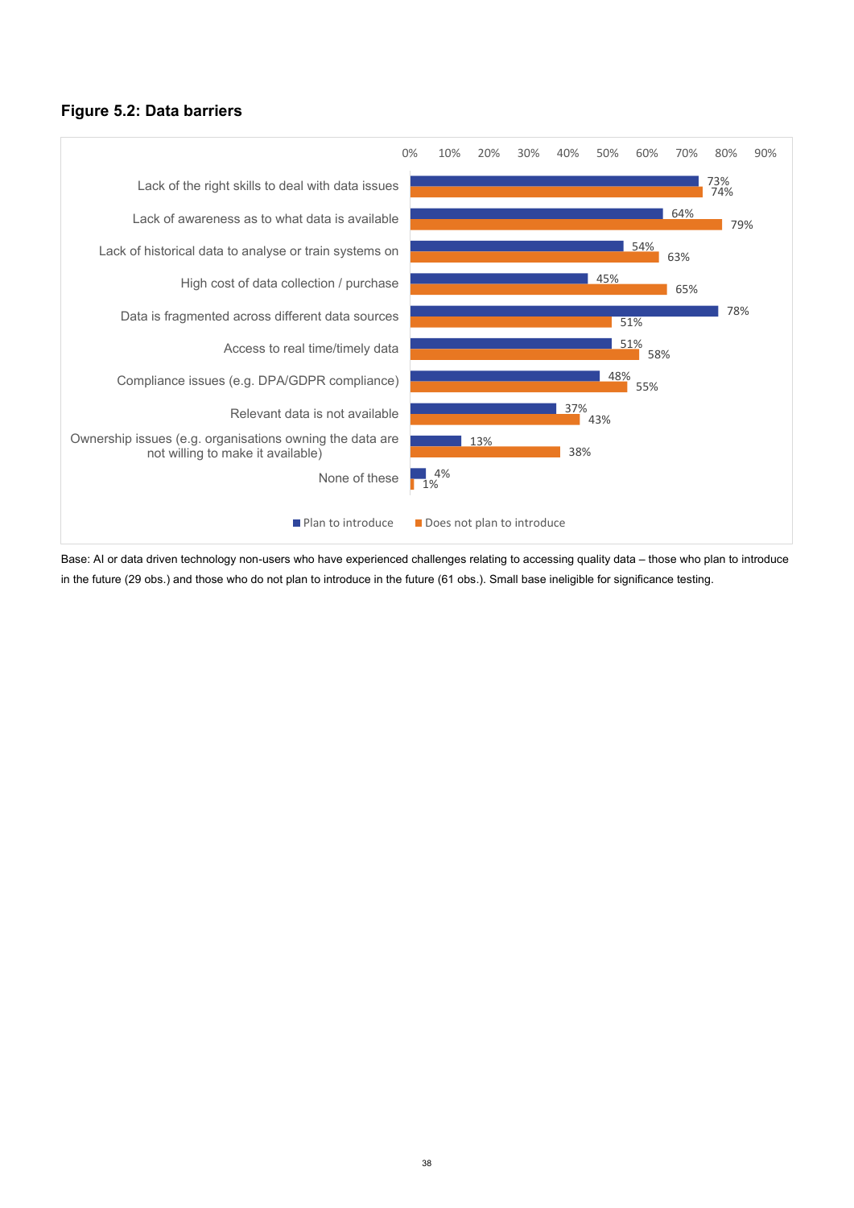#### Figure 5.2: Data barriers

| | Plan to introduce | Does not plan to introduce |
|---|---|---|
| Lack of the right skills to deal with data issues | 73% | 74% |
| Lack of awareness as to what data is available | 64% | 79% |
| Lack of historical data to analyse or train systems on | 54% | 63% |
| High cost of data collection / purchase | 45% | 65% |
| Data is fragmented across different data sources | 78% | 51% |
| Access to real time/timely data | 51% | 58% |
| Compliance issues (e.g. DPA/GDPR compliance) | 48% | 55% |
| Relevant data is not available | 37% | 43% |
| Ownership issues (e.g. organisations owning the data are not willing to make it available) | 13% | 38% |
| None of these | 4% | 1% |

Base: AI or data driven technology non-users who have experienced challenges relating to accessing quality data – those who plan to introduce in the future (29 obs.) and those who do not plan to introduce in the future (61 obs.). Small base ineligible for significance testing.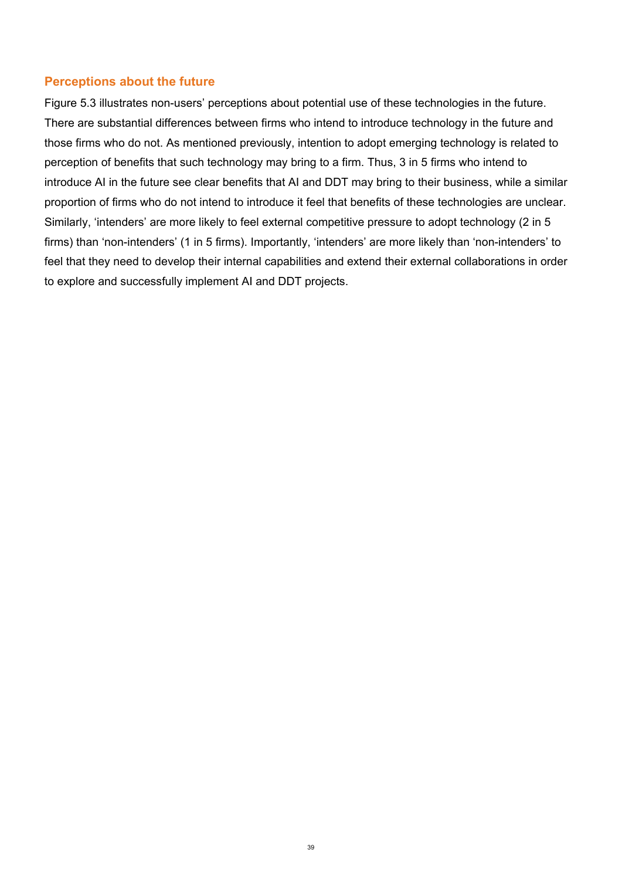### Perceptions about the future

Figure 5.3 illustrates non-users' perceptions about potential use of these technologies in the future. There are substantial differences between firms who intend to introduce technology in the future and those firms who do not. As mentioned previously, intention to adopt emerging technology is related to perception of benefits that such technology may bring to a firm. Thus, 3 in 5 firms who intend to introduce AI in the future see clear benefits that AI and DDT may bring to their business, while a similar proportion of firms who do not intend to introduce it feel that benefits of these technologies are unclear. Similarly, 'intenders' are more likely to feel external competitive pressure to adopt technology (2 in 5 firms) than 'non-intenders' (1 in 5 firms). Importantly, 'intenders' are more likely than 'non-intenders' to feel that they need to develop their internal capabilities and extend their external collaborations in order to explore and successfully implement AI and DDT projects.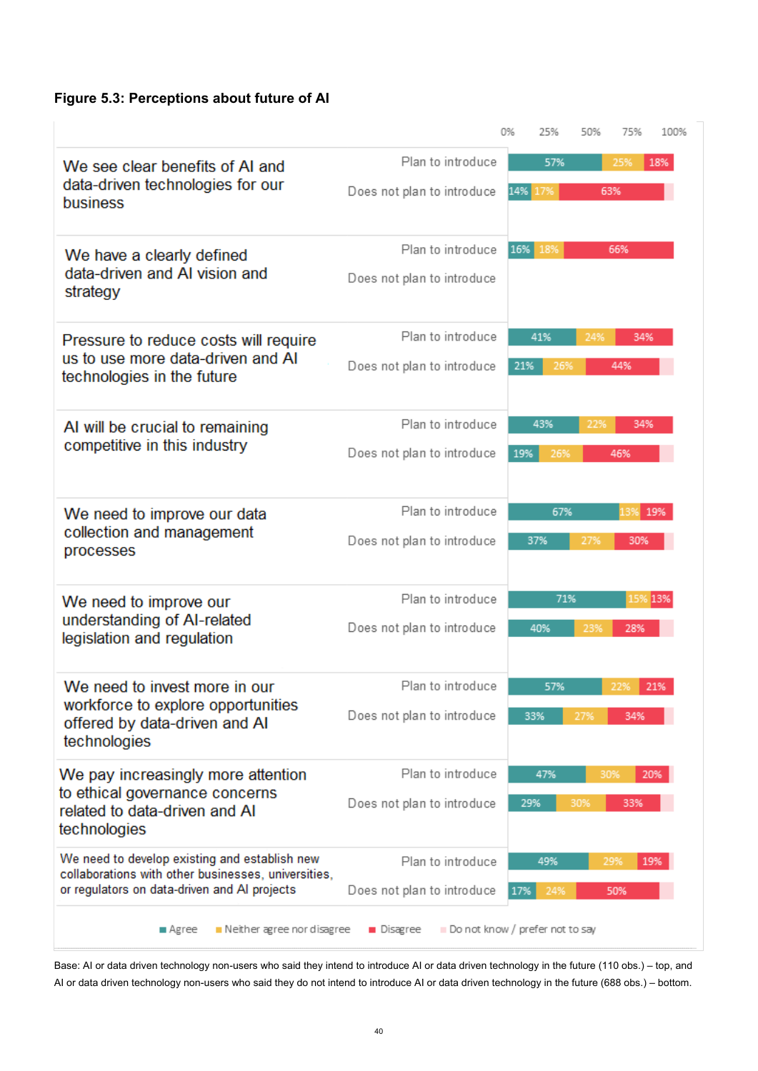**Figure 5.3: Perceptions about future of AI**

| Statement | Group | Agree | Neither agree nor disagree | Disagree |
|---|---|---|---|---|
| We see clear benefits of AI and data-driven technologies for our business | Plan to introduce | 57% | 25% | 18% |
| | Does not plan to introduce | 14% | 17% | 63% |
| We have a clearly defined data-driven and AI vision and strategy | Plan to introduce | 16% | 18% | 66% |
| | Does not plan to introduce | | | |
| Pressure to reduce costs will require us to use more data-driven and AI technologies in the future | Plan to introduce | 41% | 24% | 34% |
| | Does not plan to introduce | 21% | 26% | 44% |
| AI will be crucial to remaining competitive in this industry | Plan to introduce | 43% | 22% | 34% |
| | Does not plan to introduce | 19% | 26% | 46% |
| We need to improve our data collection and management processes | Plan to introduce | 67% | 13% | 19% |
| | Does not plan to introduce | 37% | 27% | 30% |
| We need to improve our understanding of AI-related legislation and regulation | Plan to introduce | 71% | 15% | 13% |
| | Does not plan to introduce | 40% | 23% | 28% |
| We need to invest more in our workforce to explore opportunities offered by data-driven and AI technologies | Plan to introduce | 57% | 22% | 21% |
| | Does not plan to introduce | 33% | 27% | 34% |
| We pay increasingly more attention to ethical governance concerns related to data-driven and AI technologies | Plan to introduce | 47% | 30% | 20% |
| | Does not plan to introduce | 29% | 30% | 33% |
| We need to develop existing and establish new collaborations with other businesses, universities, or regulators on data-driven and AI projects | Plan to introduce | 49% | 29% | 19% |
| | Does not plan to introduce | 17% | 24% | 50% |

Legend: Agree; Neither agree nor disagree; Disagree; Do not know / prefer not to say

Base: AI or data driven technology non-users who said they intend to introduce AI or data driven technology in the future (110 obs.) – top, and AI or data driven technology non-users who said they do not intend to introduce AI or data driven technology in the future (688 obs.) – bottom.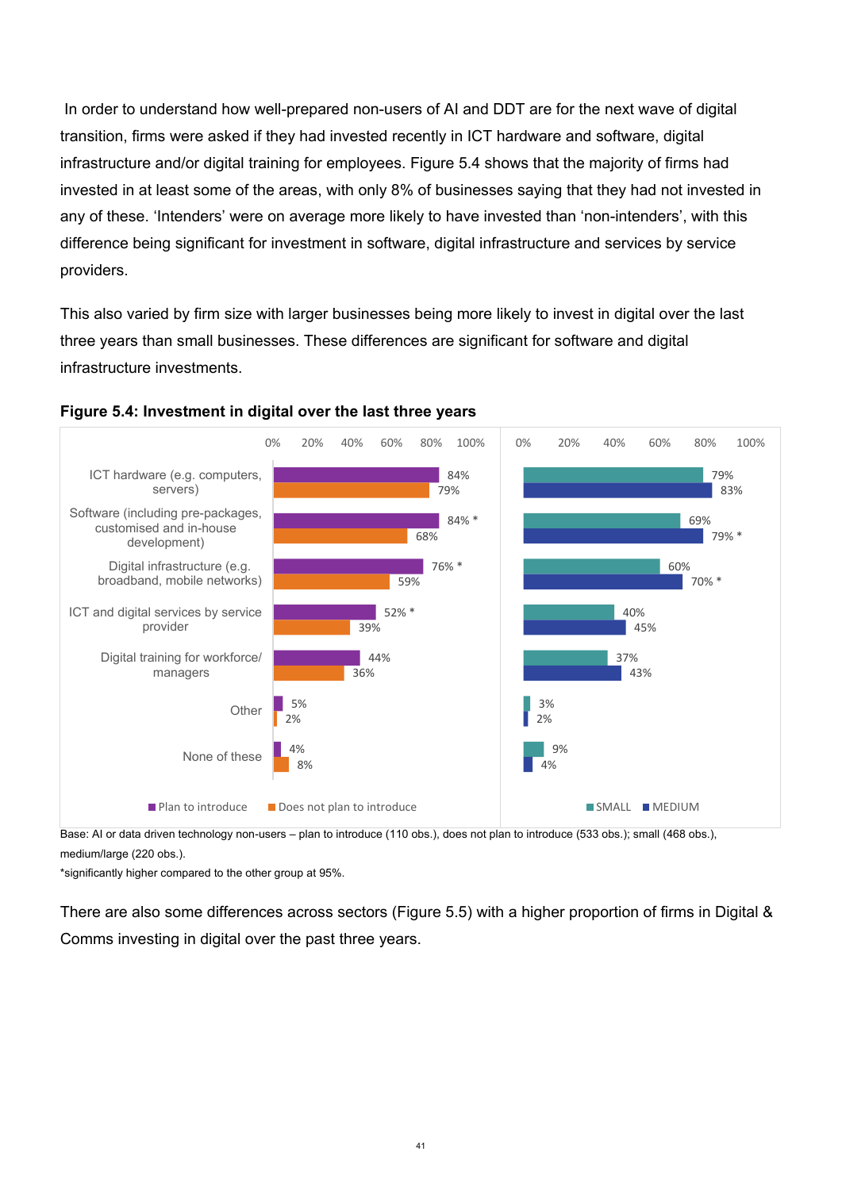In order to understand how well-prepared non-users of AI and DDT are for the next wave of digital transition, firms were asked if they had invested recently in ICT hardware and software, digital infrastructure and/or digital training for employees. Figure 5.4 shows that the majority of firms had invested in at least some of the areas, with only 8% of businesses saying that they had not invested in any of these. 'Intenders' were on average more likely to have invested than 'non-intenders', with this difference being significant for investment in software, digital infrastructure and services by service providers.

This also varied by firm size with larger businesses being more likely to invest in digital over the last three years than small businesses. These differences are significant for software and digital infrastructure investments.

**Figure 5.4: Investment in digital over the last three years**

| | Plan to introduce | Does not plan to introduce | SMALL | MEDIUM |
|---|---|---|---|---|
| ICT hardware (e.g. computers, servers) | 84% | 79% | 79% | 83% |
| Software (including pre-packages, customised and in-house development) | 84% * | 68% | 69% | 79% * |
| Digital infrastructure (e.g. broadband, mobile networks) | 76% * | 59% | 60% | 70% * |
| ICT and digital services by service provider | 52% * | 39% | 40% | 45% |
| Digital training for workforce/ managers | 44% | 36% | 37% | 43% |
| Other | 5% | 2% | 3% | 2% |
| None of these | 4% | 8% | 9% | 4% |

Base: AI or data driven technology non-users – plan to introduce (110 obs.), does not plan to introduce (533 obs.); small (468 obs.), medium/large (220 obs.).

*significantly higher compared to the other group at 95%.

There are also some differences across sectors (Figure 5.5) with a higher proportion of firms in Digital & Comms investing in digital over the past three years.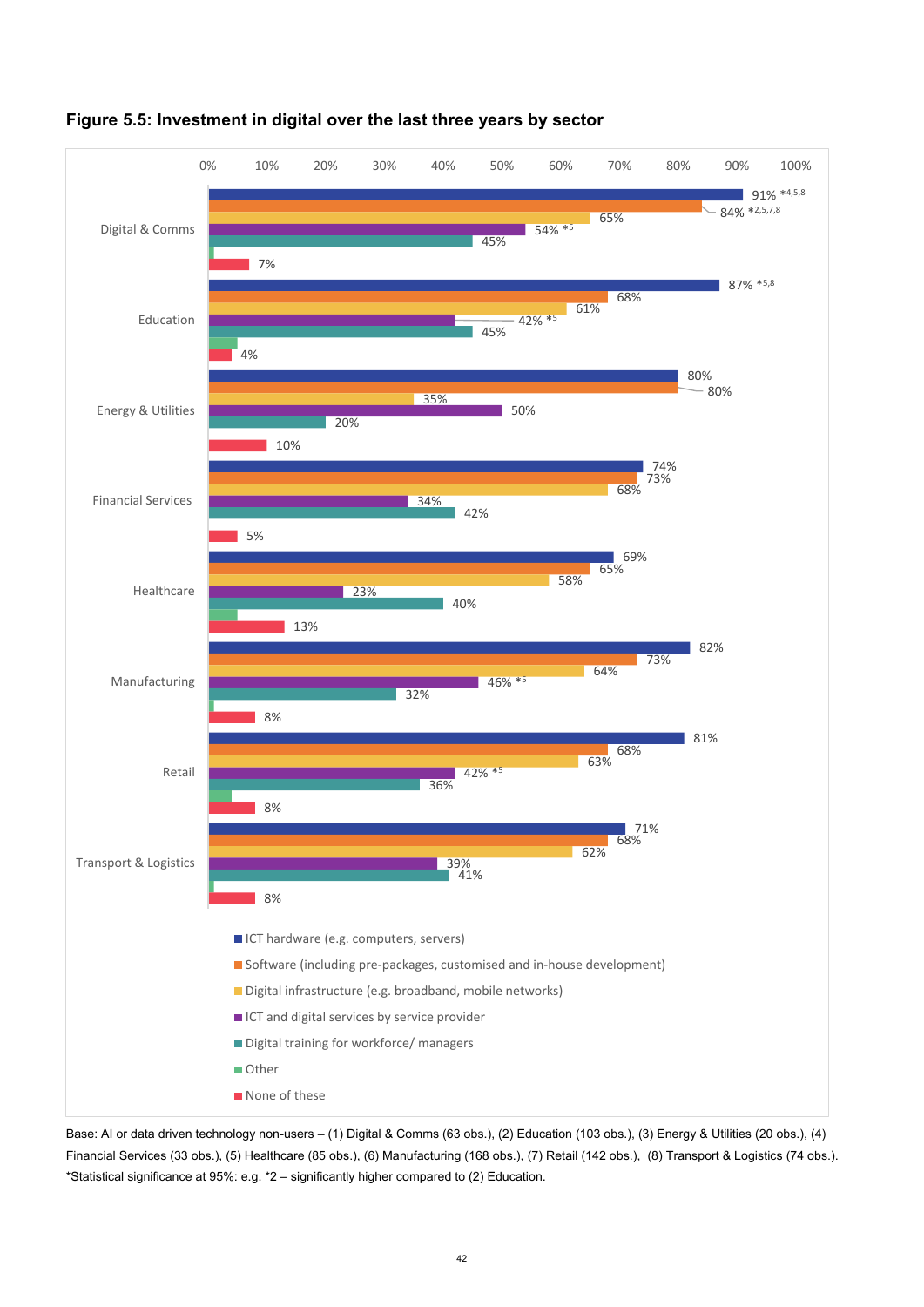## Figure 5.5: Investment in digital over the last three years by sector

| Sector | ICT hardware (e.g. computers, servers) | Software (including pre-packages, customised and in-house development) | Digital infrastructure (e.g. broadband, mobile networks) | ICT and digital services by service provider | Digital training for workforce/ managers | Other | None of these |
|---|---|---|---|---|---|---|---|
| Digital & Comms | 91% *4,5,8 | 84% *2,5,7,8 | 65% | 54% *5 | 45% | | 7% |
| Education | 87% *5,8 | 68% | 61% | 42% *5 | 45% | | 4% |
| Energy & Utilities | 80% | 80% | 35% | 50% | 20% | | 10% |
| Financial Services | 74% | 73% | 68% | 34% | 42% | | 5% |
| Healthcare | 69% | 65% | 58% | 23% | 40% | | 13% |
| Manufacturing | 82% | 73% | 64% | 46% *5 | 32% | | 8% |
| Retail | 81% | 68% | 63% | 42% *5 | 36% | | 8% |
| Transport & Logistics | 71% | 68% | 62% | 39% | 41% | | 8% |

Base: AI or data driven technology non-users – (1) Digital & Comms (63 obs.), (2) Education (103 obs.), (3) Energy & Utilities (20 obs.), (4) Financial Services (33 obs.), (5) Healthcare (85 obs.), (6) Manufacturing (168 obs.), (7) Retail (142 obs.), (8) Transport & Logistics (74 obs.). *Statistical significance at 95%: e.g. *2 – significantly higher compared to (2) Education.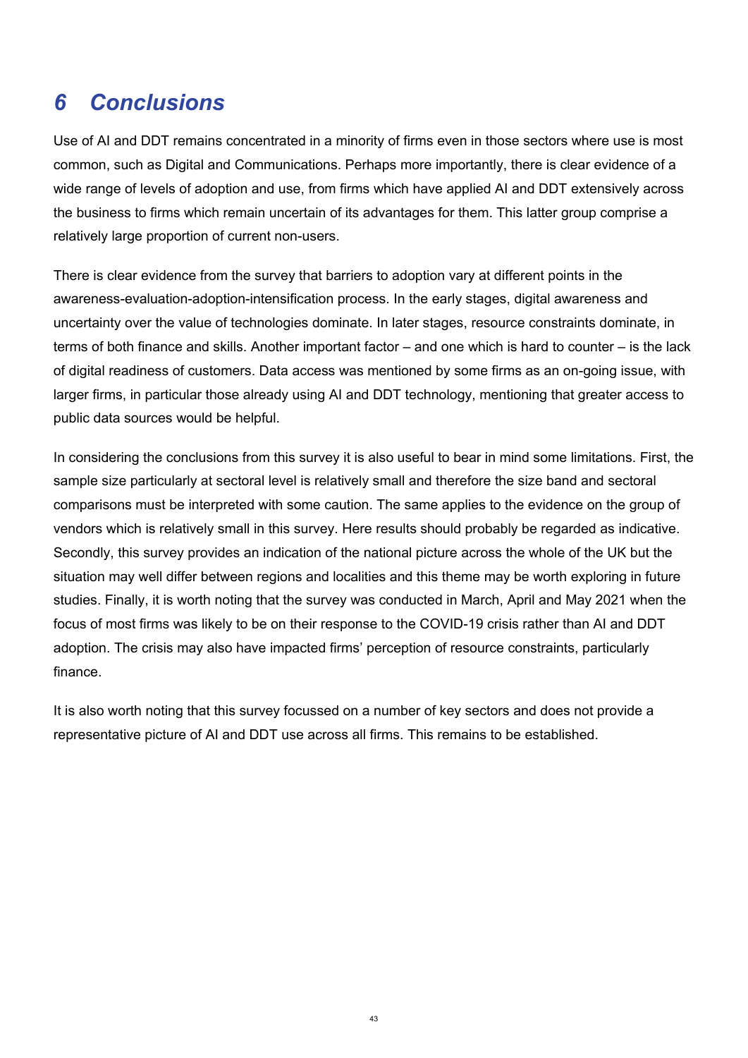# *6 Conclusions*

Use of AI and DDT remains concentrated in a minority of firms even in those sectors where use is most common, such as Digital and Communications. Perhaps more importantly, there is clear evidence of a wide range of levels of adoption and use, from firms which have applied AI and DDT extensively across the business to firms which remain uncertain of its advantages for them. This latter group comprise a relatively large proportion of current non-users.

There is clear evidence from the survey that barriers to adoption vary at different points in the awareness-evaluation-adoption-intensification process. In the early stages, digital awareness and uncertainty over the value of technologies dominate. In later stages, resource constraints dominate, in terms of both finance and skills. Another important factor – and one which is hard to counter – is the lack of digital readiness of customers. Data access was mentioned by some firms as an on-going issue, with larger firms, in particular those already using AI and DDT technology, mentioning that greater access to public data sources would be helpful.

In considering the conclusions from this survey it is also useful to bear in mind some limitations. First, the sample size particularly at sectoral level is relatively small and therefore the size band and sectoral comparisons must be interpreted with some caution. The same applies to the evidence on the group of vendors which is relatively small in this survey. Here results should probably be regarded as indicative. Secondly, this survey provides an indication of the national picture across the whole of the UK but the situation may well differ between regions and localities and this theme may be worth exploring in future studies. Finally, it is worth noting that the survey was conducted in March, April and May 2021 when the focus of most firms was likely to be on their response to the COVID-19 crisis rather than AI and DDT adoption. The crisis may also have impacted firms' perception of resource constraints, particularly finance.

It is also worth noting that this survey focussed on a number of key sectors and does not provide a representative picture of AI and DDT use across all firms. This remains to be established.